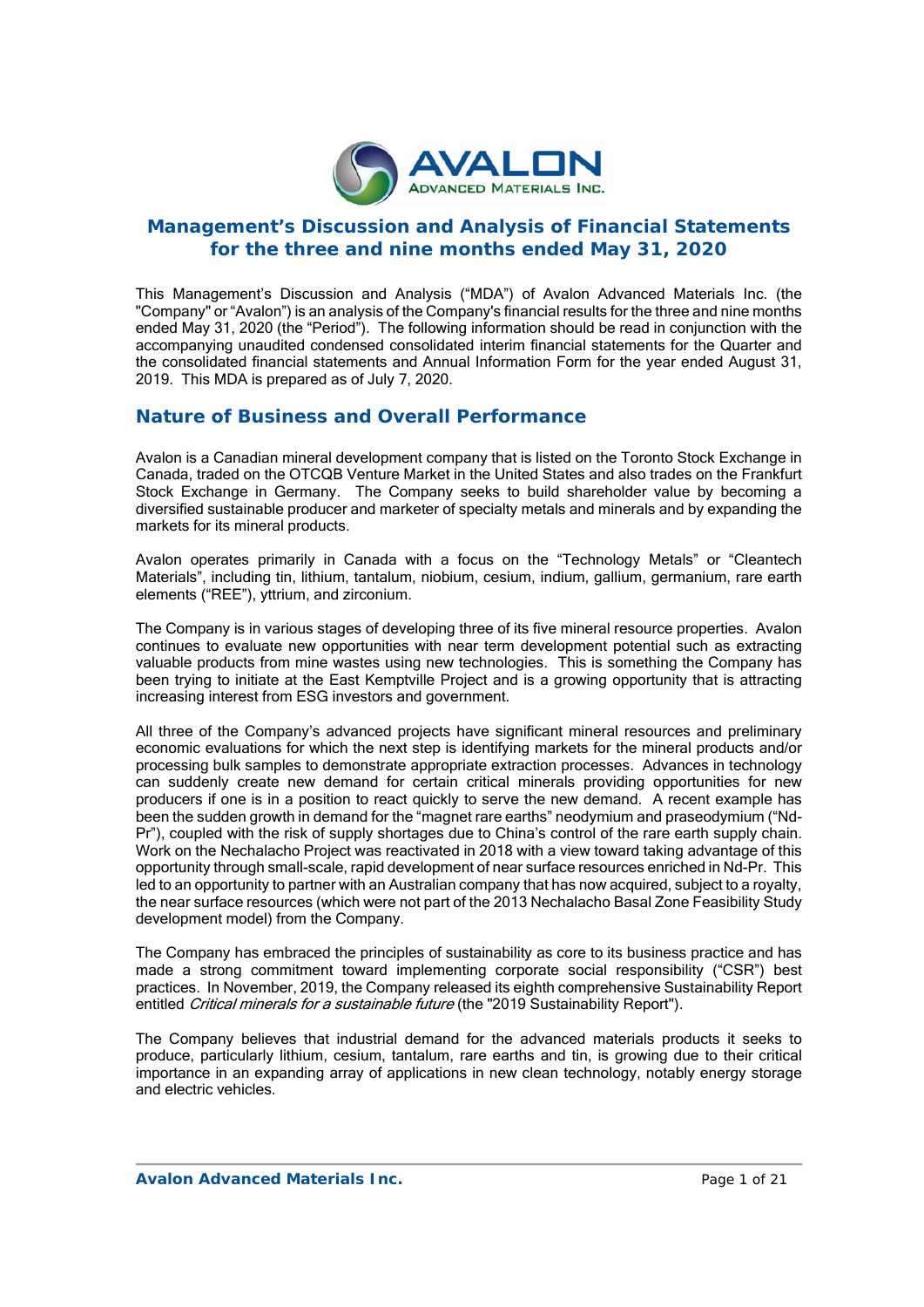# Management's Discussion and Analysis of Financial Statements for the three and nine months ended May 31, 2020

This Management's Discussion and Analysis ("MDA") of Avalon Advanced Materials Inc. (the "Company" or "Avalon") is an analysis of the Company's financial results for the three and nine months ended May 31, 2020 (the "Period"). The following information should be read in conjunction with the accompanying unaudited condensed consolidated interim financial statements for the Quarter and the consolidated financial statements and Annual Information Form for the year ended August 31, 2019. This MDA is prepared as of July 7, 2020.

## Nature of Business and Overall Performance

Avalon is a Canadian mineral development company that is listed on the Toronto Stock Exchange in Canada, traded on the OTCQB Venture Market in the United States and also trades on the Frankfurt Stock Exchange in Germany. The Company seeks to build shareholder value by becoming a diversified sustainable producer and marketer of specialty metals and minerals and by expanding the markets for its mineral products.

Avalon operates primarily in Canada with a focus on the "Technology Metals" or "Cleantech Materials", including tin, lithium, tantalum, niobium, cesium, indium, gallium, germanium, rare earth elements ("REE"), yttrium, and zirconium.

The Company is in various stages of developing three of its five mineral resource properties. Avalon continues to evaluate new opportunities with near term development potential such as extracting valuable products from mine wastes using new technologies. This is something the Company has been trying to initiate at the East Kemptville Project and is a growing opportunity that is attracting increasing interest from ESG investors and government.

All three of the Company's advanced projects have significant mineral resources and preliminary economic evaluations for which the next step is identifying markets for the mineral products and/or processing bulk samples to demonstrate appropriate extraction processes. Advances in technology can suddenly create new demand for certain critical minerals providing opportunities for new producers if one is in a position to react quickly to serve the new demand. A recent example has been the sudden growth in demand for the "magnet rare earths" neodymium and praseodymium ("Nd-Pr"), coupled with the risk of supply shortages due to China's control of the rare earth supply chain. Work on the Nechalacho Project was reactivated in 2018 with a view toward taking advantage of this opportunity through small-scale, rapid development of near surface resources enriched in Nd-Pr. This led to an opportunity to partner with an Australian company that has now acquired, subject to a royalty, the near surface resources (which were not part of the 2013 Nechalacho Basal Zone Feasibility Study development model) from the Company.

The Company has embraced the principles of sustainability as core to its business practice and has made a strong commitment toward implementing corporate social responsibility ("CSR") best practices. In November, 2019, the Company released its eighth comprehensive Sustainability Report entitled *Critical minerals for a sustainable future* (the "2019 Sustainability Report").

The Company believes that industrial demand for the advanced materials products it seeks to produce, particularly lithium, cesium, tantalum, rare earths and tin, is growing due to their critical importance in an expanding array of applications in new clean technology, notably energy storage and electric vehicles.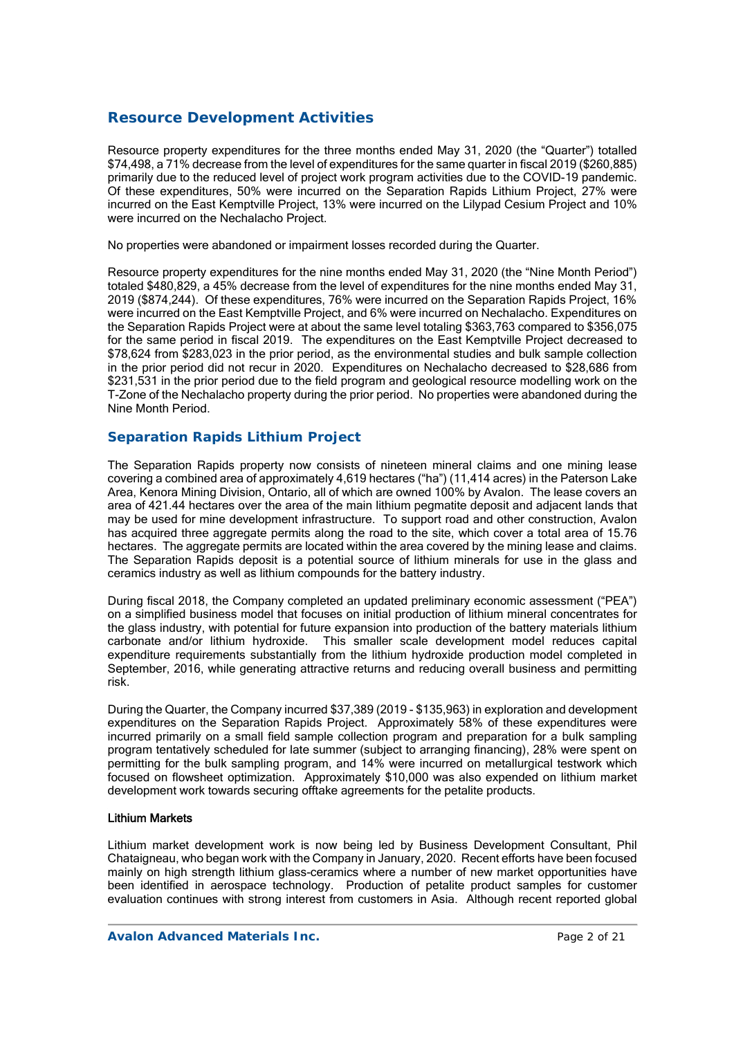## Resource Development Activities

Resource property expenditures for the three months ended May 31, 2020 (the "Quarter") totalled $74,498, a 71% decrease from the level of expenditures for the same quarter in fiscal 2019 ($260,885) primarily due to the reduced level of project work program activities due to the COVID-19 pandemic. Of these expenditures, 50% were incurred on the Separation Rapids Lithium Project, 27% were incurred on the East Kemptville Project, 13% were incurred on the Lilypad Cesium Project and 10% were incurred on the Nechalacho Project.

No properties were abandoned or impairment losses recorded during the Quarter.

Resource property expenditures for the nine months ended May 31, 2020 (the "Nine Month Period") totaled $480,829, a 45% decrease from the level of expenditures for the nine months ended May 31, 2019 ($874,244). Of these expenditures, 76% were incurred on the Separation Rapids Project, 16% were incurred on the East Kemptville Project, and 6% were incurred on Nechalacho. Expenditures on the Separation Rapids Project were at about the same level totaling $363,763 compared to $356,075 for the same period in fiscal 2019. The expenditures on the East Kemptville Project decreased to $78,624 from $283,023 in the prior period, as the environmental studies and bulk sample collection in the prior period did not recur in 2020. Expenditures on Nechalacho decreased to $28,686 from $231,531 in the prior period due to the field program and geological resource modelling work on the T-Zone of the Nechalacho property during the prior period. No properties were abandoned during the Nine Month Period.

## Separation Rapids Lithium Project

The Separation Rapids property now consists of nineteen mineral claims and one mining lease covering a combined area of approximately 4,619 hectares ("ha") (11,414 acres) in the Paterson Lake Area, Kenora Mining Division, Ontario, all of which are owned 100% by Avalon. The lease covers an area of 421.44 hectares over the area of the main lithium pegmatite deposit and adjacent lands that may be used for mine development infrastructure. To support road and other construction, Avalon has acquired three aggregate permits along the road to the site, which cover a total area of 15.76 hectares. The aggregate permits are located within the area covered by the mining lease and claims. The Separation Rapids deposit is a potential source of lithium minerals for use in the glass and ceramics industry as well as lithium compounds for the battery industry.

During fiscal 2018, the Company completed an updated preliminary economic assessment ("PEA") on a simplified business model that focuses on initial production of lithium mineral concentrates for the glass industry, with potential for future expansion into production of the battery materials lithium carbonate and/or lithium hydroxide. This smaller scale development model reduces capital expenditure requirements substantially from the lithium hydroxide production model completed in September, 2016, while generating attractive returns and reducing overall business and permitting risk.

During the Quarter, the Company incurred $37,389 (2019 - $135,963) in exploration and development expenditures on the Separation Rapids Project. Approximately 58% of these expenditures were incurred primarily on a small field sample collection program and preparation for a bulk sampling program tentatively scheduled for late summer (subject to arranging financing), 28% were spent on permitting for the bulk sampling program, and 14% were incurred on metallurgical testwork which focused on flowsheet optimization. Approximately $10,000 was also expended on lithium market development work towards securing offtake agreements for the petalite products.

#### Lithium Markets

Lithium market development work is now being led by Business Development Consultant, Phil Chataigneau, who began work with the Company in January, 2020. Recent efforts have been focused mainly on high strength lithium glass-ceramics where a number of new market opportunities have been identified in aerospace technology. Production of petalite product samples for customer evaluation continues with strong interest from customers in Asia. Although recent reported global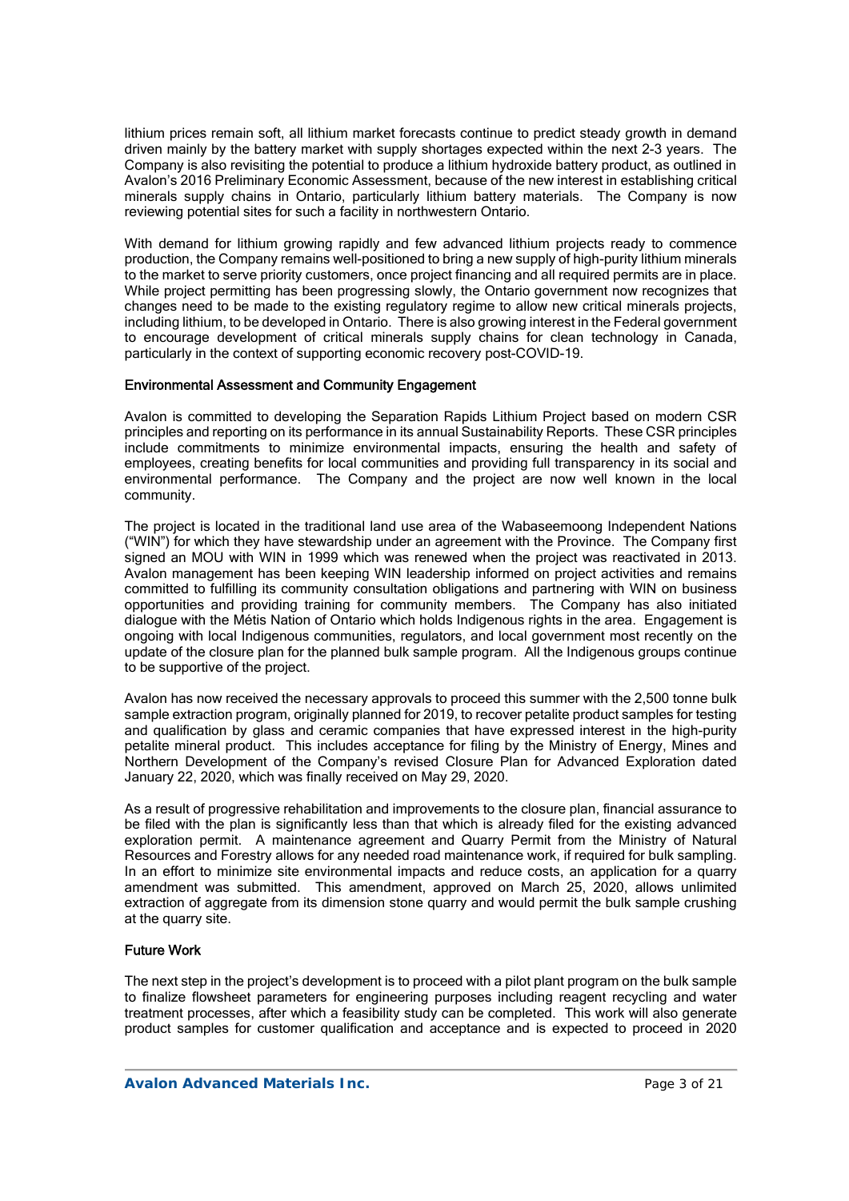lithium prices remain soft, all lithium market forecasts continue to predict steady growth in demand driven mainly by the battery market with supply shortages expected within the next 2-3 years. The Company is also revisiting the potential to produce a lithium hydroxide battery product, as outlined in Avalon's 2016 Preliminary Economic Assessment, because of the new interest in establishing critical minerals supply chains in Ontario, particularly lithium battery materials. The Company is now reviewing potential sites for such a facility in northwestern Ontario.

With demand for lithium growing rapidly and few advanced lithium projects ready to commence production, the Company remains well-positioned to bring a new supply of high-purity lithium minerals to the market to serve priority customers, once project financing and all required permits are in place. While project permitting has been progressing slowly, the Ontario government now recognizes that changes need to be made to the existing regulatory regime to allow new critical minerals projects, including lithium, to be developed in Ontario. There is also growing interest in the Federal government to encourage development of critical minerals supply chains for clean technology in Canada, particularly in the context of supporting economic recovery post-COVID-19.

#### Environmental Assessment and Community Engagement

Avalon is committed to developing the Separation Rapids Lithium Project based on modern CSR principles and reporting on its performance in its annual Sustainability Reports. These CSR principles include commitments to minimize environmental impacts, ensuring the health and safety of employees, creating benefits for local communities and providing full transparency in its social and environmental performance. The Company and the project are now well known in the local community.

The project is located in the traditional land use area of the Wabaseemoong Independent Nations ("WIN") for which they have stewardship under an agreement with the Province. The Company first signed an MOU with WIN in 1999 which was renewed when the project was reactivated in 2013. Avalon management has been keeping WIN leadership informed on project activities and remains committed to fulfilling its community consultation obligations and partnering with WIN on business opportunities and providing training for community members. The Company has also initiated dialogue with the Métis Nation of Ontario which holds Indigenous rights in the area. Engagement is ongoing with local Indigenous communities, regulators, and local government most recently on the update of the closure plan for the planned bulk sample program. All the Indigenous groups continue to be supportive of the project.

Avalon has now received the necessary approvals to proceed this summer with the 2,500 tonne bulk sample extraction program, originally planned for 2019, to recover petalite product samples for testing and qualification by glass and ceramic companies that have expressed interest in the high-purity petalite mineral product. This includes acceptance for filing by the Ministry of Energy, Mines and Northern Development of the Company's revised Closure Plan for Advanced Exploration dated January 22, 2020, which was finally received on May 29, 2020.

As a result of progressive rehabilitation and improvements to the closure plan, financial assurance to be filed with the plan is significantly less than that which is already filed for the existing advanced exploration permit. A maintenance agreement and Quarry Permit from the Ministry of Natural Resources and Forestry allows for any needed road maintenance work, if required for bulk sampling. In an effort to minimize site environmental impacts and reduce costs, an application for a quarry amendment was submitted. This amendment, approved on March 25, 2020, allows unlimited extraction of aggregate from its dimension stone quarry and would permit the bulk sample crushing at the quarry site.

#### Future Work

The next step in the project's development is to proceed with a pilot plant program on the bulk sample to finalize flowsheet parameters for engineering purposes including reagent recycling and water treatment processes, after which a feasibility study can be completed. This work will also generate product samples for customer qualification and acceptance and is expected to proceed in 2020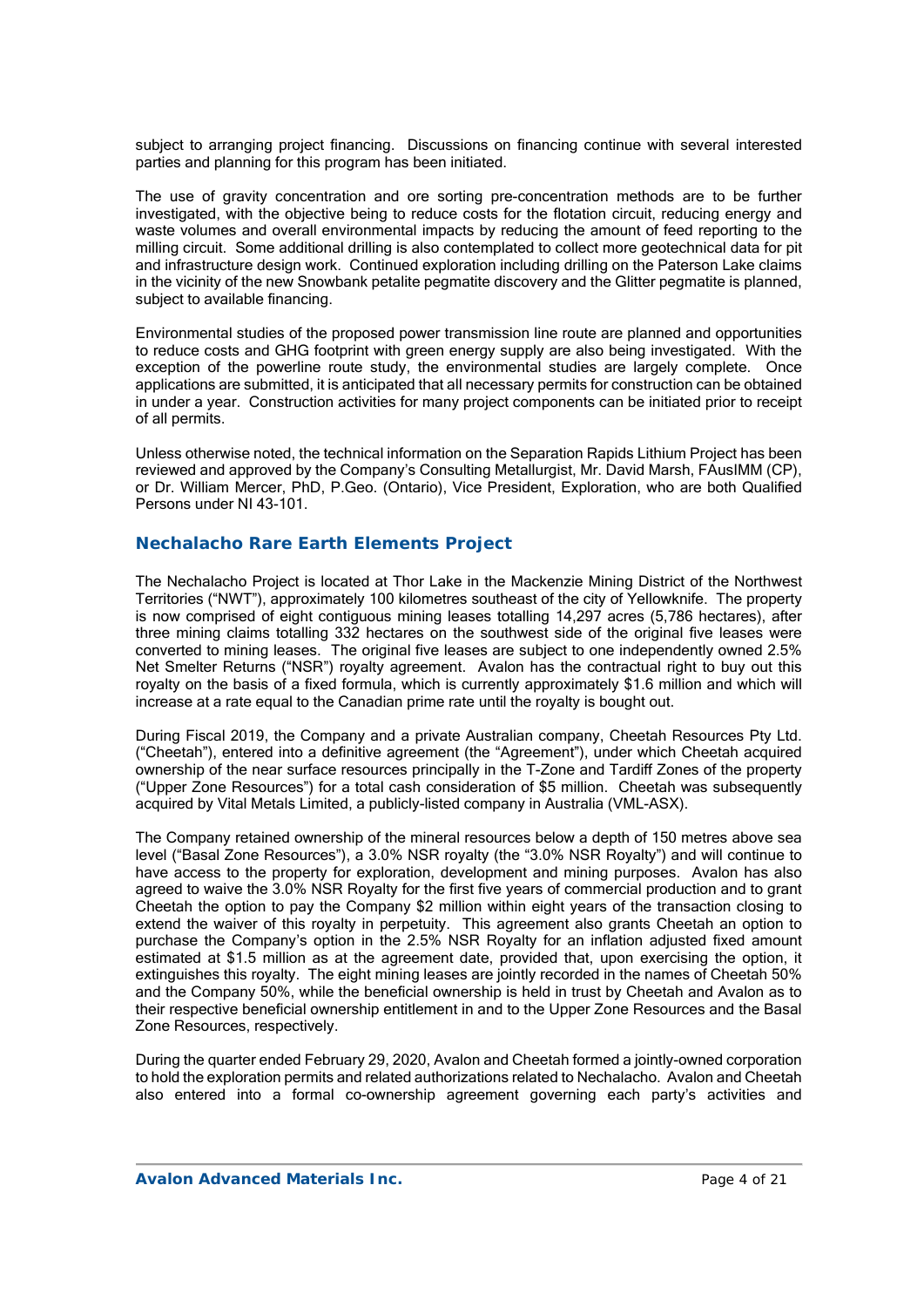subject to arranging project financing. Discussions on financing continue with several interested parties and planning for this program has been initiated.

The use of gravity concentration and ore sorting pre-concentration methods are to be further investigated, with the objective being to reduce costs for the flotation circuit, reducing energy and waste volumes and overall environmental impacts by reducing the amount of feed reporting to the milling circuit. Some additional drilling is also contemplated to collect more geotechnical data for pit and infrastructure design work. Continued exploration including drilling on the Paterson Lake claims in the vicinity of the new Snowbank petalite pegmatite discovery and the Glitter pegmatite is planned, subject to available financing.

Environmental studies of the proposed power transmission line route are planned and opportunities to reduce costs and GHG footprint with green energy supply are also being investigated. With the exception of the powerline route study, the environmental studies are largely complete. Once applications are submitted, it is anticipated that all necessary permits for construction can be obtained in under a year. Construction activities for many project components can be initiated prior to receipt of all permits.

Unless otherwise noted, the technical information on the Separation Rapids Lithium Project has been reviewed and approved by the Company's Consulting Metallurgist, Mr. David Marsh, FAusIMM (CP), or Dr. William Mercer, PhD, P.Geo. (Ontario), Vice President, Exploration, who are both Qualified Persons under NI 43-101.

## Nechalacho Rare Earth Elements Project

The Nechalacho Project is located at Thor Lake in the Mackenzie Mining District of the Northwest Territories ("NWT"), approximately 100 kilometres southeast of the city of Yellowknife. The property is now comprised of eight contiguous mining leases totalling 14,297 acres (5,786 hectares), after three mining claims totalling 332 hectares on the southwest side of the original five leases were converted to mining leases. The original five leases are subject to one independently owned 2.5% Net Smelter Returns ("NSR") royalty agreement. Avalon has the contractual right to buy out this royalty on the basis of a fixed formula, which is currently approximately $1.6 million and which will increase at a rate equal to the Canadian prime rate until the royalty is bought out.

During Fiscal 2019, the Company and a private Australian company, Cheetah Resources Pty Ltd. ("Cheetah"), entered into a definitive agreement (the "Agreement"), under which Cheetah acquired ownership of the near surface resources principally in the T-Zone and Tardiff Zones of the property ("Upper Zone Resources") for a total cash consideration of $5 million. Cheetah was subsequently acquired by Vital Metals Limited, a publicly-listed company in Australia (VML-ASX).

The Company retained ownership of the mineral resources below a depth of 150 metres above sea level ("Basal Zone Resources"), a 3.0% NSR royalty (the "3.0% NSR Royalty") and will continue to have access to the property for exploration, development and mining purposes. Avalon has also agreed to waive the 3.0% NSR Royalty for the first five years of commercial production and to grant Cheetah the option to pay the Company $2 million within eight years of the transaction closing to extend the waiver of this royalty in perpetuity. This agreement also grants Cheetah an option to purchase the Company's option in the 2.5% NSR Royalty for an inflation adjusted fixed amount estimated at $1.5 million as at the agreement date, provided that, upon exercising the option, it extinguishes this royalty. The eight mining leases are jointly recorded in the names of Cheetah 50% and the Company 50%, while the beneficial ownership is held in trust by Cheetah and Avalon as to their respective beneficial ownership entitlement in and to the Upper Zone Resources and the Basal Zone Resources, respectively.

During the quarter ended February 29, 2020, Avalon and Cheetah formed a jointly-owned corporation to hold the exploration permits and related authorizations related to Nechalacho. Avalon and Cheetah also entered into a formal co-ownership agreement governing each party's activities and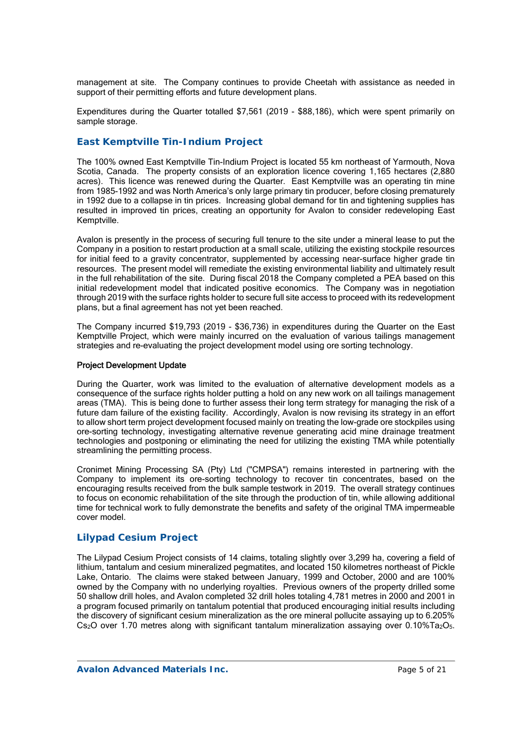management at site. The Company continues to provide Cheetah with assistance as needed in support of their permitting efforts and future development plans.

Expenditures during the Quarter totalled $7,561 (2019 - $88,186), which were spent primarily on sample storage.

## East Kemptville Tin-Indium Project

The 100% owned East Kemptville Tin-Indium Project is located 55 km northeast of Yarmouth, Nova Scotia, Canada. The property consists of an exploration licence covering 1,165 hectares (2,880 acres). This licence was renewed during the Quarter. East Kemptville was an operating tin mine from 1985-1992 and was North America's only large primary tin producer, before closing prematurely in 1992 due to a collapse in tin prices. Increasing global demand for tin and tightening supplies has resulted in improved tin prices, creating an opportunity for Avalon to consider redeveloping East Kemptville.

Avalon is presently in the process of securing full tenure to the site under a mineral lease to put the Company in a position to restart production at a small scale, utilizing the existing stockpile resources for initial feed to a gravity concentrator, supplemented by accessing near-surface higher grade tin resources. The present model will remediate the existing environmental liability and ultimately result in the full rehabilitation of the site. During fiscal 2018 the Company completed a PEA based on this initial redevelopment model that indicated positive economics. The Company was in negotiation through 2019 with the surface rights holder to secure full site access to proceed with its redevelopment plans, but a final agreement has not yet been reached.

The Company incurred $19,793 (2019 - $36,736) in expenditures during the Quarter on the East Kemptville Project, which were mainly incurred on the evaluation of various tailings management strategies and re-evaluating the project development model using ore sorting technology.

### Project Development Update

During the Quarter, work was limited to the evaluation of alternative development models as a consequence of the surface rights holder putting a hold on any new work on all tailings management areas (TMA). This is being done to further assess their long term strategy for managing the risk of a future dam failure of the existing facility. Accordingly, Avalon is now revising its strategy in an effort to allow short term project development focused mainly on treating the low-grade ore stockpiles using ore-sorting technology, investigating alternative revenue generating acid mine drainage treatment technologies and postponing or eliminating the need for utilizing the existing TMA while potentially streamlining the permitting process.

Cronimet Mining Processing SA (Pty) Ltd ("CMPSA") remains interested in partnering with the Company to implement its ore-sorting technology to recover tin concentrates, based on the encouraging results received from the bulk sample testwork in 2019. The overall strategy continues to focus on economic rehabilitation of the site through the production of tin, while allowing additional time for technical work to fully demonstrate the benefits and safety of the original TMA impermeable cover model.

## Lilypad Cesium Project

The Lilypad Cesium Project consists of 14 claims, totaling slightly over 3,299 ha, covering a field of lithium, tantalum and cesium mineralized pegmatites, and located 150 kilometres northeast of Pickle Lake, Ontario. The claims were staked between January, 1999 and October, 2000 and are 100% owned by the Company with no underlying royalties. Previous owners of the property drilled some 50 shallow drill holes, and Avalon completed 32 drill holes totaling 4,781 metres in 2000 and 2001 in a program focused primarily on tantalum potential that produced encouraging initial results including the discovery of significant cesium mineralization as the ore mineral pollucite assaying up to 6.205% $Cs_2O$ over 1.70 metres along with significant tantalum mineralization assaying over 0.10% $Ta_2O_5$.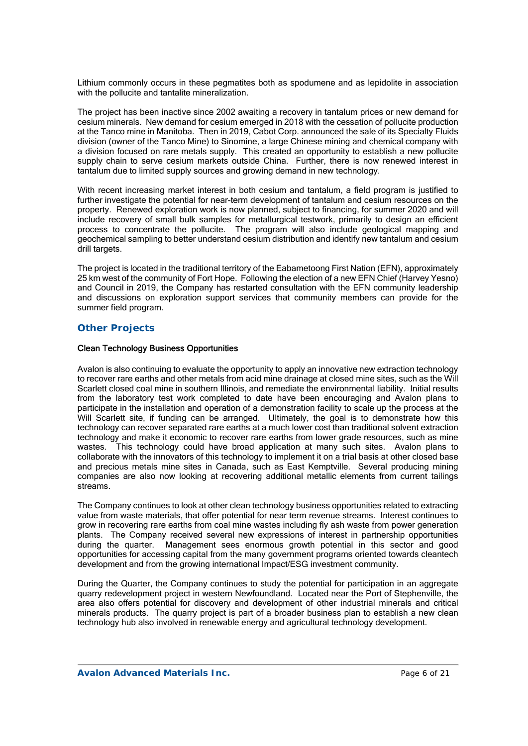Lithium commonly occurs in these pegmatites both as spodumene and as lepidolite in association with the pollucite and tantalite mineralization.

The project has been inactive since 2002 awaiting a recovery in tantalum prices or new demand for cesium minerals. New demand for cesium emerged in 2018 with the cessation of pollucite production at the Tanco mine in Manitoba. Then in 2019, Cabot Corp. announced the sale of its Specialty Fluids division (owner of the Tanco Mine) to Sinomine, a large Chinese mining and chemical company with a division focused on rare metals supply. This created an opportunity to establish a new pollucite supply chain to serve cesium markets outside China. Further, there is now renewed interest in tantalum due to limited supply sources and growing demand in new technology.

With recent increasing market interest in both cesium and tantalum, a field program is justified to further investigate the potential for near-term development of tantalum and cesium resources on the property. Renewed exploration work is now planned, subject to financing, for summer 2020 and will include recovery of small bulk samples for metallurgical testwork, primarily to design an efficient process to concentrate the pollucite. The program will also include geological mapping and geochemical sampling to better understand cesium distribution and identify new tantalum and cesium drill targets.

The project is located in the traditional territory of the Eabametoong First Nation (EFN), approximately 25 km west of the community of Fort Hope. Following the election of a new EFN Chief (Harvey Yesno) and Council in 2019, the Company has restarted consultation with the EFN community leadership and discussions on exploration support services that community members can provide for the summer field program.

## Other Projects

### Clean Technology Business Opportunities

Avalon is also continuing to evaluate the opportunity to apply an innovative new extraction technology to recover rare earths and other metals from acid mine drainage at closed mine sites, such as the Will Scarlett closed coal mine in southern Illinois, and remediate the environmental liability. Initial results from the laboratory test work completed to date have been encouraging and Avalon plans to participate in the installation and operation of a demonstration facility to scale up the process at the Will Scarlett site, if funding can be arranged. Ultimately, the goal is to demonstrate how this technology can recover separated rare earths at a much lower cost than traditional solvent extraction technology and make it economic to recover rare earths from lower grade resources, such as mine wastes. This technology could have broad application at many such sites. Avalon plans to collaborate with the innovators of this technology to implement it on a trial basis at other closed base and precious metals mine sites in Canada, such as East Kemptville. Several producing mining companies are also now looking at recovering additional metallic elements from current tailings streams.

The Company continues to look at other clean technology business opportunities related to extracting value from waste materials, that offer potential for near term revenue streams. Interest continues to grow in recovering rare earths from coal mine wastes including fly ash waste from power generation plants. The Company received several new expressions of interest in partnership opportunities during the quarter. Management sees enormous growth potential in this sector and good opportunities for accessing capital from the many government programs oriented towards cleantech development and from the growing international Impact/ESG investment community.

During the Quarter, the Company continues to study the potential for participation in an aggregate quarry redevelopment project in western Newfoundland. Located near the Port of Stephenville, the area also offers potential for discovery and development of other industrial minerals and critical minerals products. The quarry project is part of a broader business plan to establish a new clean technology hub also involved in renewable energy and agricultural technology development.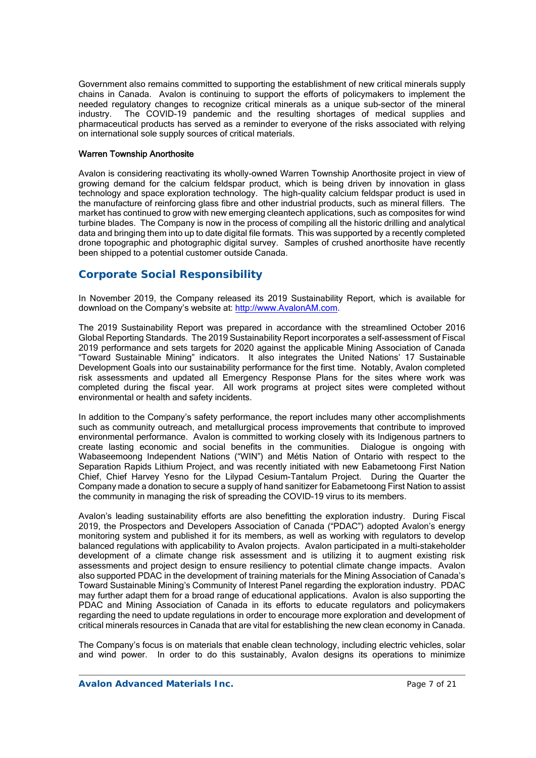Government also remains committed to supporting the establishment of new critical minerals supply chains in Canada. Avalon is continuing to support the efforts of policymakers to implement the needed regulatory changes to recognize critical minerals as a unique sub-sector of the mineral industry. The COVID-19 pandemic and the resulting shortages of medical supplies and pharmaceutical products has served as a reminder to everyone of the risks associated with relying on international sole supply sources of critical materials.

### Warren Township Anorthosite

Avalon is considering reactivating its wholly-owned Warren Township Anorthosite project in view of growing demand for the calcium feldspar product, which is being driven by innovation in glass technology and space exploration technology. The high-quality calcium feldspar product is used in the manufacture of reinforcing glass fibre and other industrial products, such as mineral fillers. The market has continued to grow with new emerging cleantech applications, such as composites for wind turbine blades. The Company is now in the process of compiling all the historic drilling and analytical data and bringing them into up to date digital file formats. This was supported by a recently completed drone topographic and photographic digital survey. Samples of crushed anorthosite have recently been shipped to a potential customer outside Canada.

## Corporate Social Responsibility

In November 2019, the Company released its 2019 Sustainability Report, which is available for download on the Company's website at: http://www.AvalonAM.com.

The 2019 Sustainability Report was prepared in accordance with the streamlined October 2016 Global Reporting Standards. The 2019 Sustainability Report incorporates a self-assessment of Fiscal 2019 performance and sets targets for 2020 against the applicable Mining Association of Canada "Toward Sustainable Mining" indicators. It also integrates the United Nations' 17 Sustainable Development Goals into our sustainability performance for the first time. Notably, Avalon completed risk assessments and updated all Emergency Response Plans for the sites where work was completed during the fiscal year. All work programs at project sites were completed without environmental or health and safety incidents.

In addition to the Company's safety performance, the report includes many other accomplishments such as community outreach, and metallurgical process improvements that contribute to improved environmental performance. Avalon is committed to working closely with its Indigenous partners to create lasting economic and social benefits in the communities. Dialogue is ongoing with Wabaseemoong Independent Nations ("WIN") and Métis Nation of Ontario with respect to the Separation Rapids Lithium Project, and was recently initiated with new Eabametoong First Nation Chief, Chief Harvey Yesno for the Lilypad Cesium-Tantalum Project. During the Quarter the Company made a donation to secure a supply of hand sanitizer for Eabametoong First Nation to assist the community in managing the risk of spreading the COVID-19 virus to its members.

Avalon's leading sustainability efforts are also benefitting the exploration industry. During Fiscal 2019, the Prospectors and Developers Association of Canada ("PDAC") adopted Avalon's energy monitoring system and published it for its members, as well as working with regulators to develop balanced regulations with applicability to Avalon projects. Avalon participated in a multi-stakeholder development of a climate change risk assessment and is utilizing it to augment existing risk assessments and project design to ensure resiliency to potential climate change impacts. Avalon also supported PDAC in the development of training materials for the Mining Association of Canada's Toward Sustainable Mining's Community of Interest Panel regarding the exploration industry. PDAC may further adapt them for a broad range of educational applications. Avalon is also supporting the PDAC and Mining Association of Canada in its efforts to educate regulators and policymakers regarding the need to update regulations in order to encourage more exploration and development of critical minerals resources in Canada that are vital for establishing the new clean economy in Canada.

The Company's focus is on materials that enable clean technology, including electric vehicles, solar and wind power. In order to do this sustainably, Avalon designs its operations to minimize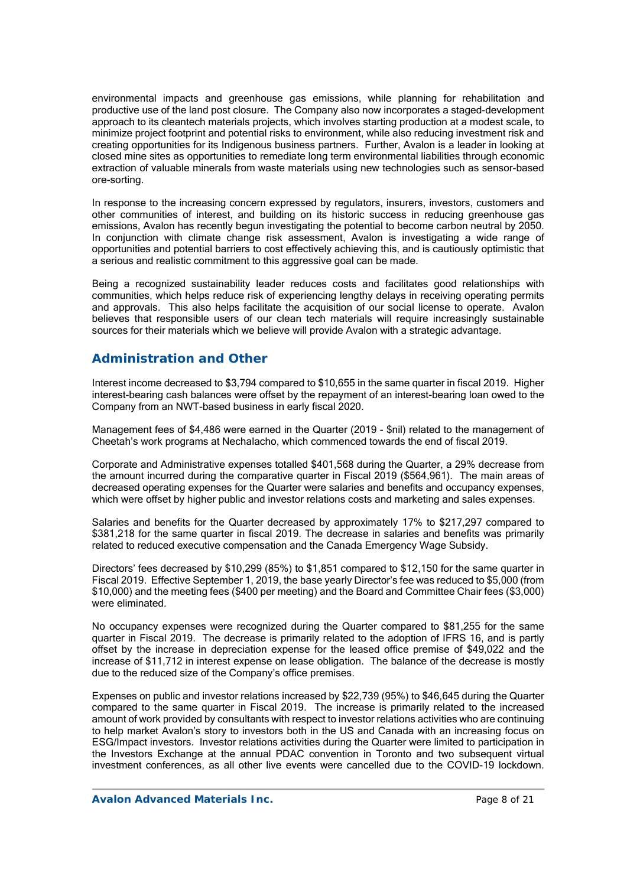environmental impacts and greenhouse gas emissions, while planning for rehabilitation and productive use of the land post closure. The Company also now incorporates a staged-development approach to its cleantech materials projects, which involves starting production at a modest scale, to minimize project footprint and potential risks to environment, while also reducing investment risk and creating opportunities for its Indigenous business partners. Further, Avalon is a leader in looking at closed mine sites as opportunities to remediate long term environmental liabilities through economic extraction of valuable minerals from waste materials using new technologies such as sensor-based ore-sorting.

In response to the increasing concern expressed by regulators, insurers, investors, customers and other communities of interest, and building on its historic success in reducing greenhouse gas emissions, Avalon has recently begun investigating the potential to become carbon neutral by 2050. In conjunction with climate change risk assessment, Avalon is investigating a wide range of opportunities and potential barriers to cost effectively achieving this, and is cautiously optimistic that a serious and realistic commitment to this aggressive goal can be made.

Being a recognized sustainability leader reduces costs and facilitates good relationships with communities, which helps reduce risk of experiencing lengthy delays in receiving operating permits and approvals. This also helps facilitate the acquisition of our social license to operate. Avalon believes that responsible users of our clean tech materials will require increasingly sustainable sources for their materials which we believe will provide Avalon with a strategic advantage.

## Administration and Other

Interest income decreased to $3,794 compared to $10,655 in the same quarter in fiscal 2019. Higher interest-bearing cash balances were offset by the repayment of an interest-bearing loan owed to the Company from an NWT-based business in early fiscal 2020.

Management fees of $4,486 were earned in the Quarter (2019 - $nil) related to the management of Cheetah's work programs at Nechalacho, which commenced towards the end of fiscal 2019.

Corporate and Administrative expenses totalled $401,568 during the Quarter, a 29% decrease from the amount incurred during the comparative quarter in Fiscal 2019 ($564,961). The main areas of decreased operating expenses for the Quarter were salaries and benefits and occupancy expenses, which were offset by higher public and investor relations costs and marketing and sales expenses.

Salaries and benefits for the Quarter decreased by approximately 17% to $217,297 compared to $381,218 for the same quarter in fiscal 2019. The decrease in salaries and benefits was primarily related to reduced executive compensation and the Canada Emergency Wage Subsidy.

Directors' fees decreased by $10,299 (85%) to $1,851 compared to $12,150 for the same quarter in Fiscal 2019. Effective September 1, 2019, the base yearly Director's fee was reduced to $5,000 (from $10,000) and the meeting fees ($400 per meeting) and the Board and Committee Chair fees ($3,000) were eliminated.

No occupancy expenses were recognized during the Quarter compared to $81,255 for the same quarter in Fiscal 2019. The decrease is primarily related to the adoption of IFRS 16, and is partly offset by the increase in depreciation expense for the leased office premise of $49,022 and the increase of $11,712 in interest expense on lease obligation. The balance of the decrease is mostly due to the reduced size of the Company's office premises.

Expenses on public and investor relations increased by $22,739 (95%) to $46,645 during the Quarter compared to the same quarter in Fiscal 2019. The increase is primarily related to the increased amount of work provided by consultants with respect to investor relations activities who are continuing to help market Avalon's story to investors both in the US and Canada with an increasing focus on ESG/Impact investors. Investor relations activities during the Quarter were limited to participation in the Investors Exchange at the annual PDAC convention in Toronto and two subsequent virtual investment conferences, as all other live events were cancelled due to the COVID-19 lockdown.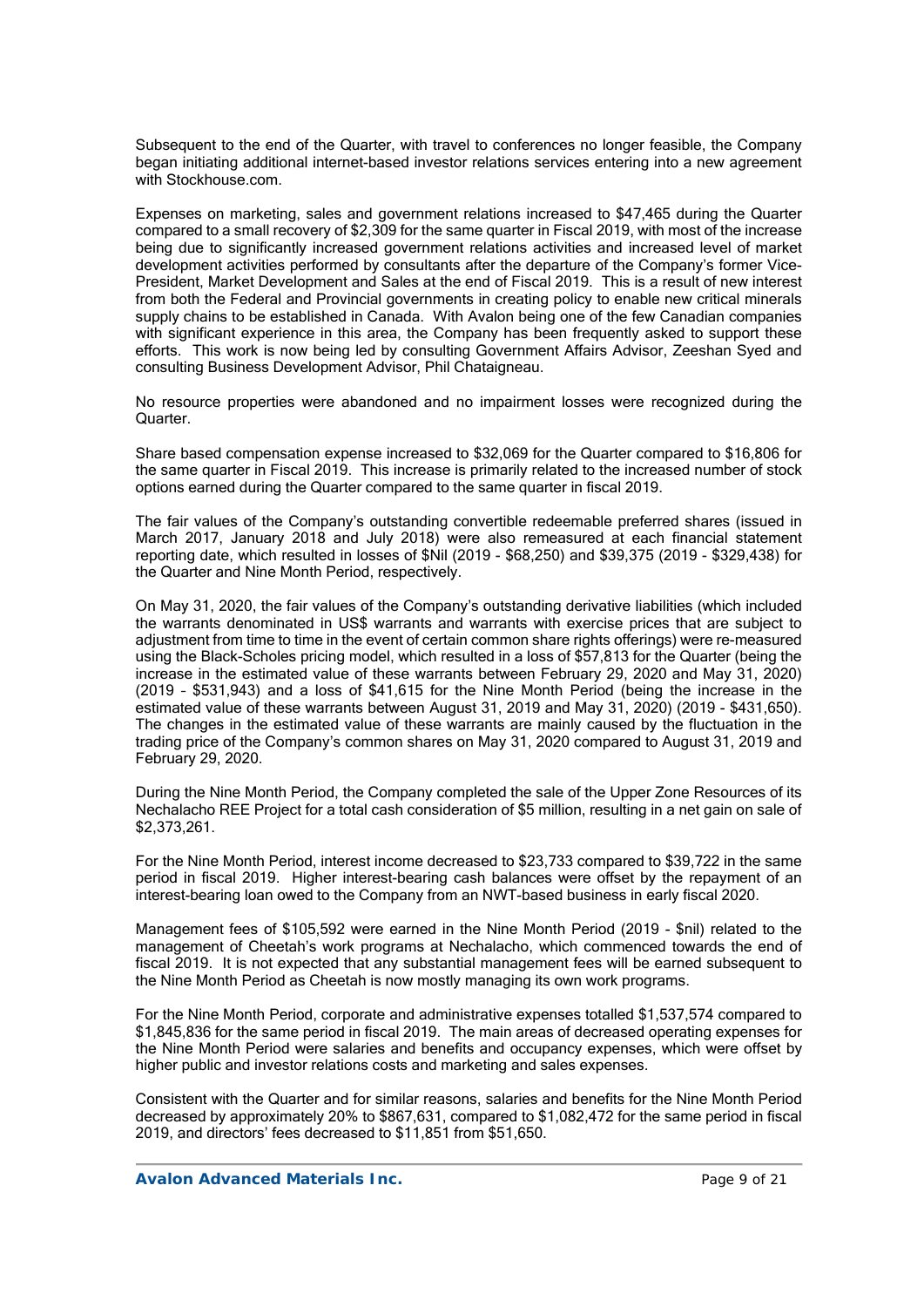Subsequent to the end of the Quarter, with travel to conferences no longer feasible, the Company began initiating additional internet-based investor relations services entering into a new agreement with Stockhouse.com.

Expenses on marketing, sales and government relations increased to $47,465 during the Quarter compared to a small recovery of $2,309 for the same quarter in Fiscal 2019, with most of the increase being due to significantly increased government relations activities and increased level of market development activities performed by consultants after the departure of the Company's former Vice-President, Market Development and Sales at the end of Fiscal 2019. This is a result of new interest from both the Federal and Provincial governments in creating policy to enable new critical minerals supply chains to be established in Canada. With Avalon being one of the few Canadian companies with significant experience in this area, the Company has been frequently asked to support these efforts. This work is now being led by consulting Government Affairs Advisor, Zeeshan Syed and consulting Business Development Advisor, Phil Chataigneau.

No resource properties were abandoned and no impairment losses were recognized during the Quarter.

Share based compensation expense increased to $32,069 for the Quarter compared to $16,806 for the same quarter in Fiscal 2019. This increase is primarily related to the increased number of stock options earned during the Quarter compared to the same quarter in fiscal 2019.

The fair values of the Company's outstanding convertible redeemable preferred shares (issued in March 2017, January 2018 and July 2018) were also remeasured at each financial statement reporting date, which resulted in losses of $Nil (2019 - $68,250) and $39,375 (2019 - $329,438) for the Quarter and Nine Month Period, respectively.

On May 31, 2020, the fair values of the Company's outstanding derivative liabilities (which included the warrants denominated in US$ warrants and warrants with exercise prices that are subject to adjustment from time to time in the event of certain common share rights offerings) were re-measured using the Black-Scholes pricing model, which resulted in a loss of $57,813 for the Quarter (being the increase in the estimated value of these warrants between February 29, 2020 and May 31, 2020) (2019 – $531,943) and a loss of $41,615 for the Nine Month Period (being the increase in the estimated value of these warrants between August 31, 2019 and May 31, 2020) (2019 - $431,650). The changes in the estimated value of these warrants are mainly caused by the fluctuation in the trading price of the Company's common shares on May 31, 2020 compared to August 31, 2019 and February 29, 2020.

During the Nine Month Period, the Company completed the sale of the Upper Zone Resources of its Nechalacho REE Project for a total cash consideration of $5 million, resulting in a net gain on sale of $2,373,261.

For the Nine Month Period, interest income decreased to $23,733 compared to $39,722 in the same period in fiscal 2019. Higher interest-bearing cash balances were offset by the repayment of an interest-bearing loan owed to the Company from an NWT-based business in early fiscal 2020.

Management fees of $105,592 were earned in the Nine Month Period (2019 - $nil) related to the management of Cheetah's work programs at Nechalacho, which commenced towards the end of fiscal 2019. It is not expected that any substantial management fees will be earned subsequent to the Nine Month Period as Cheetah is now mostly managing its own work programs.

For the Nine Month Period, corporate and administrative expenses totalled $1,537,574 compared to $1,845,836 for the same period in fiscal 2019. The main areas of decreased operating expenses for the Nine Month Period were salaries and benefits and occupancy expenses, which were offset by higher public and investor relations costs and marketing and sales expenses.

Consistent with the Quarter and for similar reasons, salaries and benefits for the Nine Month Period decreased by approximately 20% to $867,631, compared to $1,082,472 for the same period in fiscal 2019, and directors' fees decreased to $11,851 from $51,650.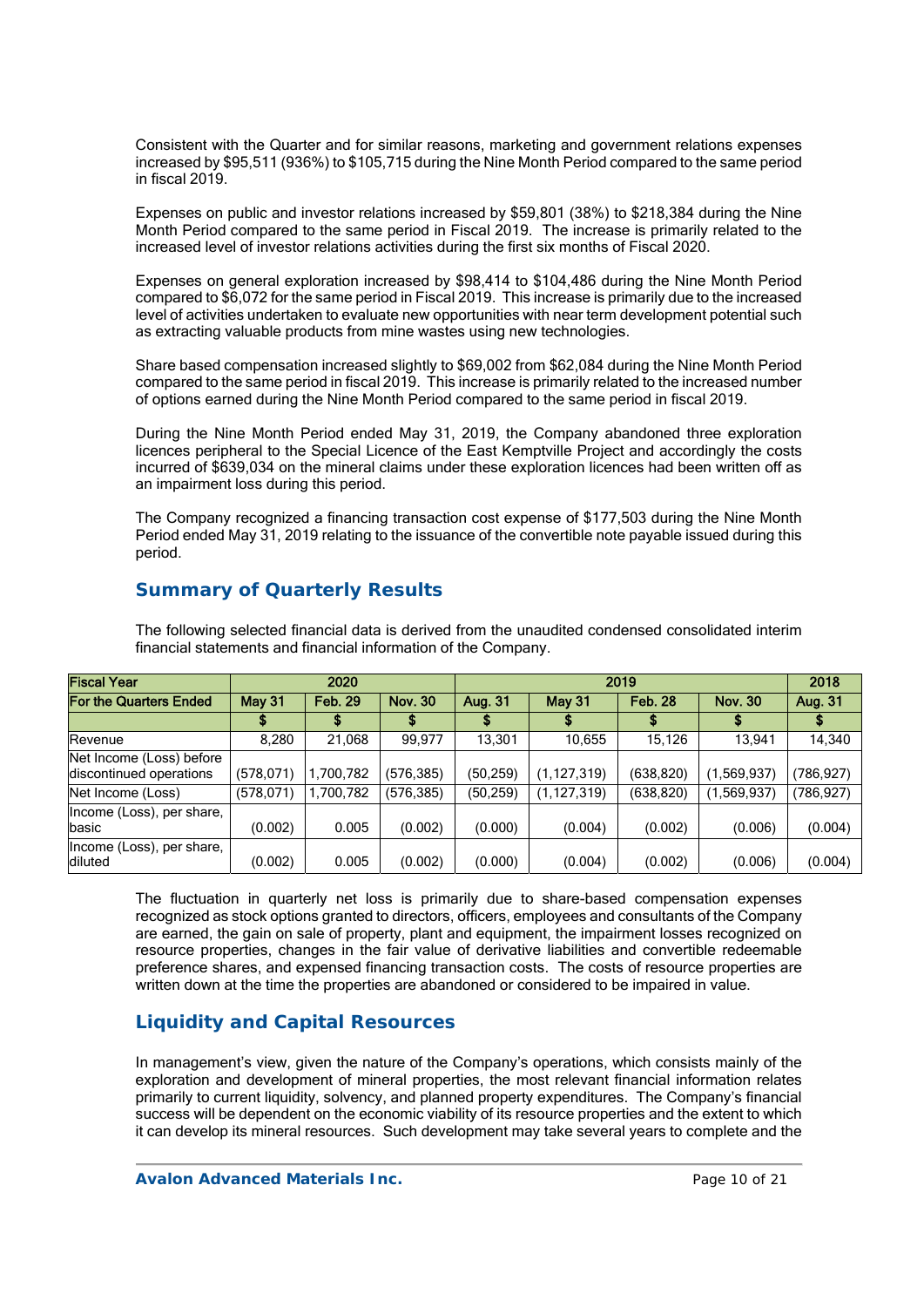Consistent with the Quarter and for similar reasons, marketing and government relations expenses increased by $95,511 (936%) to $105,715 during the Nine Month Period compared to the same period in fiscal 2019.

Expenses on public and investor relations increased by $59,801 (38%) to $218,384 during the Nine Month Period compared to the same period in Fiscal 2019. The increase is primarily related to the increased level of investor relations activities during the first six months of Fiscal 2020.

Expenses on general exploration increased by $98,414 to $104,486 during the Nine Month Period compared to $6,072 for the same period in Fiscal 2019. This increase is primarily due to the increased level of activities undertaken to evaluate new opportunities with near term development potential such as extracting valuable products from mine wastes using new technologies.

Share based compensation increased slightly to $69,002 from $62,084 during the Nine Month Period compared to the same period in fiscal 2019. This increase is primarily related to the increased number of options earned during the Nine Month Period compared to the same period in fiscal 2019.

During the Nine Month Period ended May 31, 2019, the Company abandoned three exploration licences peripheral to the Special Licence of the East Kemptville Project and accordingly the costs incurred of $639,034 on the mineral claims under these exploration licences had been written off as an impairment loss during this period.

The Company recognized a financing transaction cost expense of $177,503 during the Nine Month Period ended May 31, 2019 relating to the issuance of the convertible note payable issued during this period.

## Summary of Quarterly Results

The following selected financial data is derived from the unaudited condensed consolidated interim financial statements and financial information of the Company.

| Fiscal Year | 2020 | | | 2019 | | | | 2018 |
|---|---|---|---|---|---|---|---|---|
| For the Quarters Ended | May 31 | Feb. 29 | Nov. 30 | Aug. 31 | May 31 | Feb. 28 | Nov. 30 | Aug. 31 |
| | $ | $ | $ | $ | $ | $ | $ | $ |
| Revenue | 8,280 | 21,068 | 99,977 | 13,301 | 10,655 | 15,126 | 13,941 | 14,340 |
| Net Income (Loss) before discontinued operations | (578,071) | 1,700,782 | (576,385) | (50,259) | (1,127,319) | (638,820) | (1,569,937) | (786,927) |
| Net Income (Loss) | (578,071) | 1,700,782 | (576,385) | (50,259) | (1,127,319) | (638,820) | (1,569,937) | (786,927) |
| Income (Loss), per share, basic | (0.002) | 0.005 | (0.002) | (0.000) | (0.004) | (0.002) | (0.006) | (0.004) |
| Income (Loss), per share, diluted | (0.002) | 0.005 | (0.002) | (0.000) | (0.004) | (0.002) | (0.006) | (0.004) |

The fluctuation in quarterly net loss is primarily due to share-based compensation expenses recognized as stock options granted to directors, officers, employees and consultants of the Company are earned, the gain on sale of property, plant and equipment, the impairment losses recognized on resource properties, changes in the fair value of derivative liabilities and convertible redeemable preference shares, and expensed financing transaction costs. The costs of resource properties are written down at the time the properties are abandoned or considered to be impaired in value.

## Liquidity and Capital Resources

In management's view, given the nature of the Company's operations, which consists mainly of the exploration and development of mineral properties, the most relevant financial information relates primarily to current liquidity, solvency, and planned property expenditures. The Company's financial success will be dependent on the economic viability of its resource properties and the extent to which it can develop its mineral resources. Such development may take several years to complete and the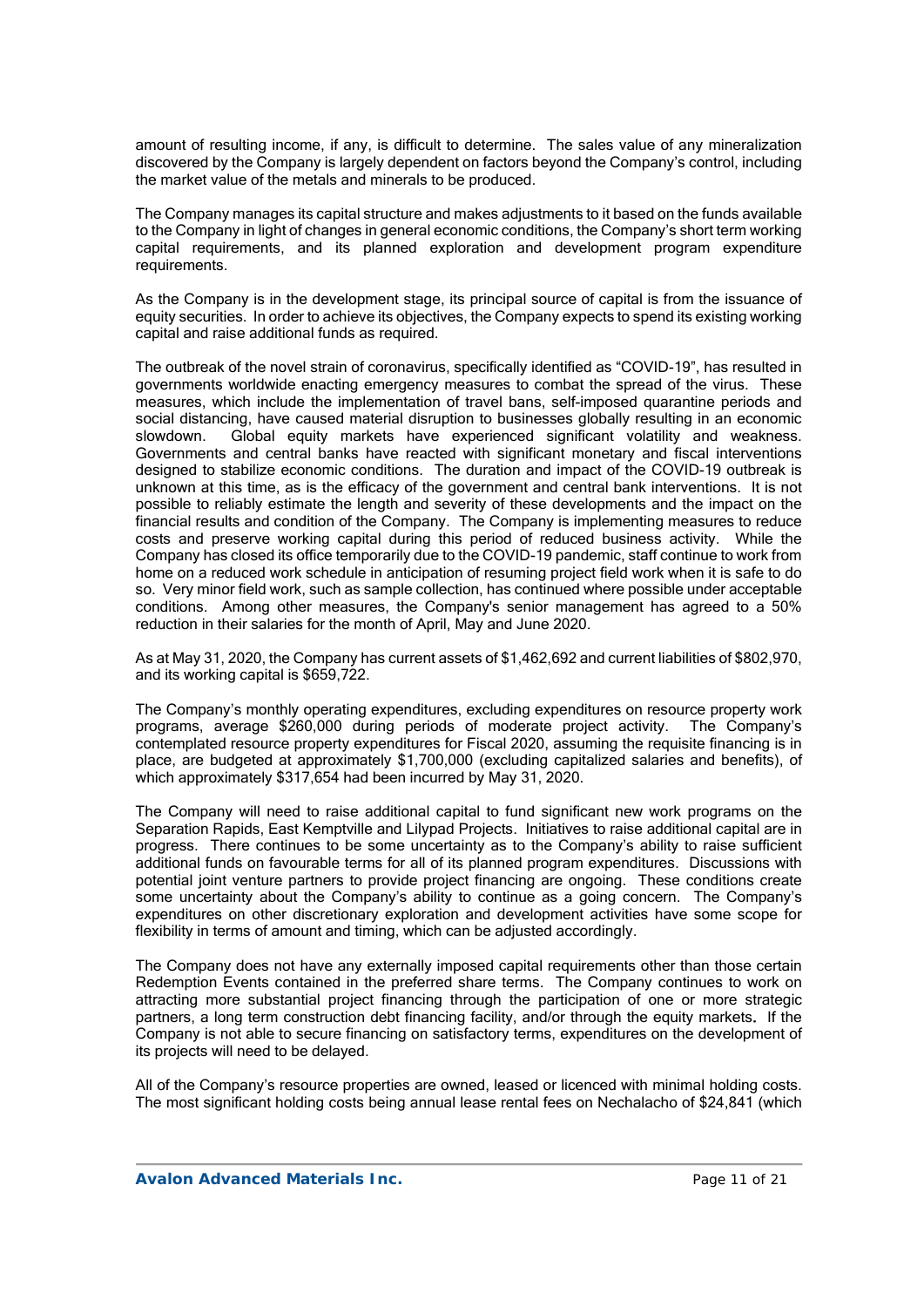amount of resulting income, if any, is difficult to determine. The sales value of any mineralization discovered by the Company is largely dependent on factors beyond the Company's control, including the market value of the metals and minerals to be produced.

The Company manages its capital structure and makes adjustments to it based on the funds available to the Company in light of changes in general economic conditions, the Company's short term working capital requirements, and its planned exploration and development program expenditure requirements.

As the Company is in the development stage, its principal source of capital is from the issuance of equity securities. In order to achieve its objectives, the Company expects to spend its existing working capital and raise additional funds as required.

The outbreak of the novel strain of coronavirus, specifically identified as "COVID-19", has resulted in governments worldwide enacting emergency measures to combat the spread of the virus. These measures, which include the implementation of travel bans, self-imposed quarantine periods and social distancing, have caused material disruption to businesses globally resulting in an economic slowdown. Global equity markets have experienced significant volatility and weakness. Governments and central banks have reacted with significant monetary and fiscal interventions designed to stabilize economic conditions. The duration and impact of the COVID-19 outbreak is unknown at this time, as is the efficacy of the government and central bank interventions. It is not possible to reliably estimate the length and severity of these developments and the impact on the financial results and condition of the Company. The Company is implementing measures to reduce costs and preserve working capital during this period of reduced business activity. While the Company has closed its office temporarily due to the COVID-19 pandemic, staff continue to work from home on a reduced work schedule in anticipation of resuming project field work when it is safe to do so. Very minor field work, such as sample collection, has continued where possible under acceptable conditions. Among other measures, the Company's senior management has agreed to a 50% reduction in their salaries for the month of April, May and June 2020.

As at May 31, 2020, the Company has current assets of $1,462,692 and current liabilities of $802,970, and its working capital is $659,722.

The Company's monthly operating expenditures, excluding expenditures on resource property work programs, average $260,000 during periods of moderate project activity. The Company's contemplated resource property expenditures for Fiscal 2020, assuming the requisite financing is in place, are budgeted at approximately $1,700,000 (excluding capitalized salaries and benefits), of which approximately $317,654 had been incurred by May 31, 2020.

The Company will need to raise additional capital to fund significant new work programs on the Separation Rapids, East Kemptville and Lilypad Projects. Initiatives to raise additional capital are in progress. There continues to be some uncertainty as to the Company's ability to raise sufficient additional funds on favourable terms for all of its planned program expenditures. Discussions with potential joint venture partners to provide project financing are ongoing. These conditions create some uncertainty about the Company's ability to continue as a going concern. The Company's expenditures on other discretionary exploration and development activities have some scope for flexibility in terms of amount and timing, which can be adjusted accordingly.

The Company does not have any externally imposed capital requirements other than those certain Redemption Events contained in the preferred share terms. The Company continues to work on attracting more substantial project financing through the participation of one or more strategic partners, a long term construction debt financing facility, and/or through the equity markets. If the Company is not able to secure financing on satisfactory terms, expenditures on the development of its projects will need to be delayed.

All of the Company's resource properties are owned, leased or licenced with minimal holding costs. The most significant holding costs being annual lease rental fees on Nechalacho of $24,841 (which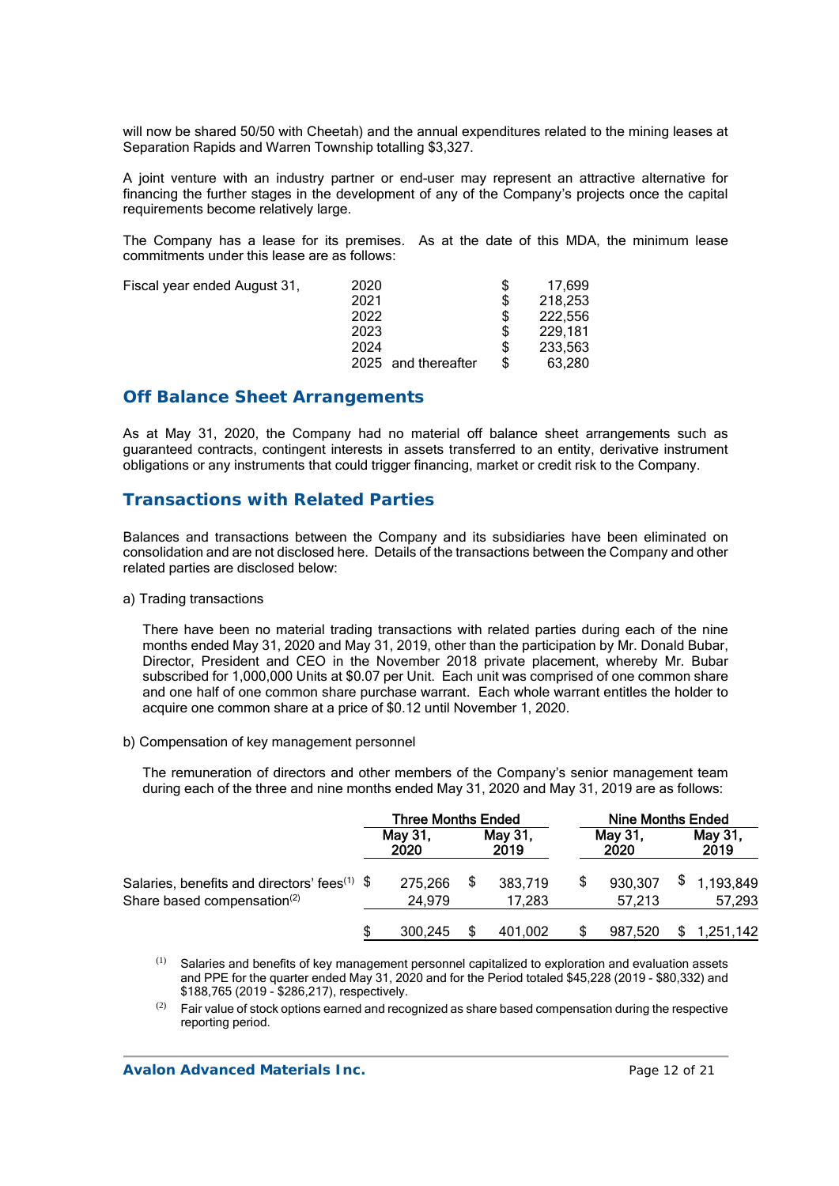will now be shared 50/50 with Cheetah) and the annual expenditures related to the mining leases at Separation Rapids and Warren Township totalling $3,327.

A joint venture with an industry partner or end-user may represent an attractive alternative for financing the further stages in the development of any of the Company's projects once the capital requirements become relatively large.

The Company has a lease for its premises. As at the date of this MDA, the minimum lease commitments under this lease are as follows:

| | | |
|---|---|---|
| Fiscal year ended August 31, | 2020 | $ 17,699 |
| | 2021 | $ 218,253 |
| | 2022 | $ 222,556 |
| | 2023 | $ 229,181 |
| | 2024 | $ 233,563 |
| | 2025 and thereafter | $ 63,280 |

## Off Balance Sheet Arrangements

As at May 31, 2020, the Company had no material off balance sheet arrangements such as guaranteed contracts, contingent interests in assets transferred to an entity, derivative instrument obligations or any instruments that could trigger financing, market or credit risk to the Company.

## Transactions with Related Parties

Balances and transactions between the Company and its subsidiaries have been eliminated on consolidation and are not disclosed here. Details of the transactions between the Company and other related parties are disclosed below:

a) Trading transactions

There have been no material trading transactions with related parties during each of the nine months ended May 31, 2020 and May 31, 2019, other than the participation by Mr. Donald Bubar, Director, President and CEO in the November 2018 private placement, whereby Mr. Bubar subscribed for 1,000,000 Units at $0.07 per Unit. Each unit was comprised of one common share and one half of one common share purchase warrant. Each whole warrant entitles the holder to acquire one common share at a price of $0.12 until November 1, 2020.

b) Compensation of key management personnel

The remuneration of directors and other members of the Company's senior management team during each of the three and nine months ended May 31, 2020 and May 31, 2019 are as follows:

| | Three Months Ended | | Nine Months Ended | |
|---|---|---|---|---|
| | May 31, 2020 | May 31, 2019 | May 31, 2020 | May 31, 2019 |
| Salaries, benefits and directors' fees[(1)] | $ 275,266 | $ 383,719 | $ 930,307 | $ 1,193,849 |
| Share based compensation[(2)] | 24,979 | 17,283 | 57,213 | 57,293 |
| | $ 300,245 | $ 401,002 | $ 987,520 | $ 1,251,142 |

(1) Salaries and benefits of key management personnel capitalized to exploration and evaluation assets and PPE for the quarter ended May 31, 2020 and for the Period totaled $45,228 (2019 - $80,332) and $188,765 (2019 - $286,217), respectively.

(2) Fair value of stock options earned and recognized as share based compensation during the respective reporting period.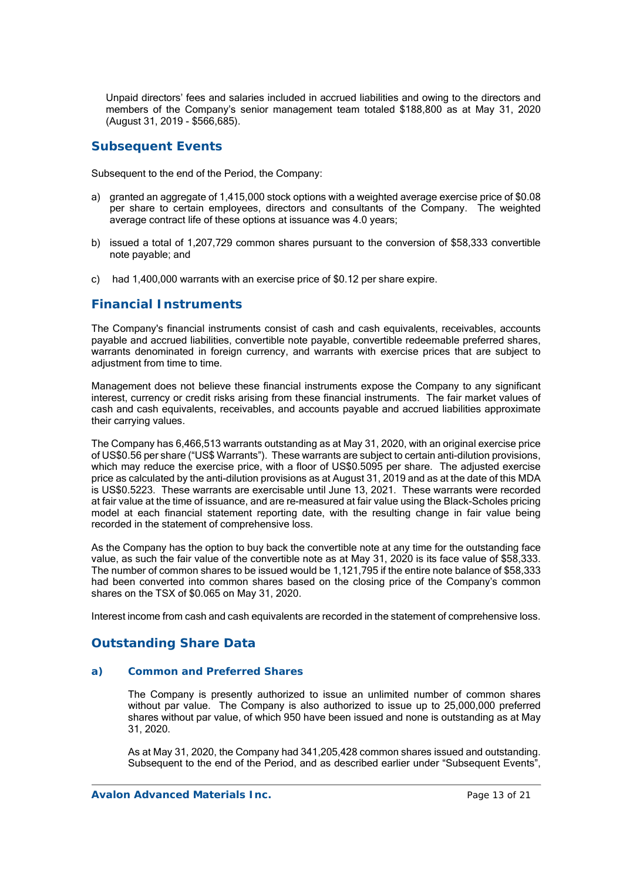Unpaid directors' fees and salaries included in accrued liabilities and owing to the directors and members of the Company's senior management team totaled $188,800 as at May 31, 2020 (August 31, 2019 - $566,685).

## Subsequent Events

Subsequent to the end of the Period, the Company:

a) granted an aggregate of 1,415,000 stock options with a weighted average exercise price of $0.08 per share to certain employees, directors and consultants of the Company. The weighted average contract life of these options at issuance was 4.0 years;

b) issued a total of 1,207,729 common shares pursuant to the conversion of $58,333 convertible note payable; and

c) had 1,400,000 warrants with an exercise price of $0.12 per share expire.

## Financial Instruments

The Company's financial instruments consist of cash and cash equivalents, receivables, accounts payable and accrued liabilities, convertible note payable, convertible redeemable preferred shares, warrants denominated in foreign currency, and warrants with exercise prices that are subject to adjustment from time to time.

Management does not believe these financial instruments expose the Company to any significant interest, currency or credit risks arising from these financial instruments. The fair market values of cash and cash equivalents, receivables, and accounts payable and accrued liabilities approximate their carrying values.

The Company has 6,466,513 warrants outstanding as at May 31, 2020, with an original exercise price of US$0.56 per share ("US$ Warrants"). These warrants are subject to certain anti-dilution provisions, which may reduce the exercise price, with a floor of US$0.5095 per share. The adjusted exercise price as calculated by the anti-dilution provisions as at August 31, 2019 and as at the date of this MDA is US$0.5223. These warrants are exercisable until June 13, 2021. These warrants were recorded at fair value at the time of issuance, and are re-measured at fair value using the Black-Scholes pricing model at each financial statement reporting date, with the resulting change in fair value being recorded in the statement of comprehensive loss.

As the Company has the option to buy back the convertible note at any time for the outstanding face value, as such the fair value of the convertible note as at May 31, 2020 is its face value of $58,333. The number of common shares to be issued would be 1,121,795 if the entire note balance of $58,333 had been converted into common shares based on the closing price of the Company's common shares on the TSX of $0.065 on May 31, 2020.

Interest income from cash and cash equivalents are recorded in the statement of comprehensive loss.

## Outstanding Share Data

### a) Common and Preferred Shares

The Company is presently authorized to issue an unlimited number of common shares without par value. The Company is also authorized to issue up to 25,000,000 preferred shares without par value, of which 950 have been issued and none is outstanding as at May 31, 2020.

As at May 31, 2020, the Company had 341,205,428 common shares issued and outstanding. Subsequent to the end of the Period, and as described earlier under "Subsequent Events",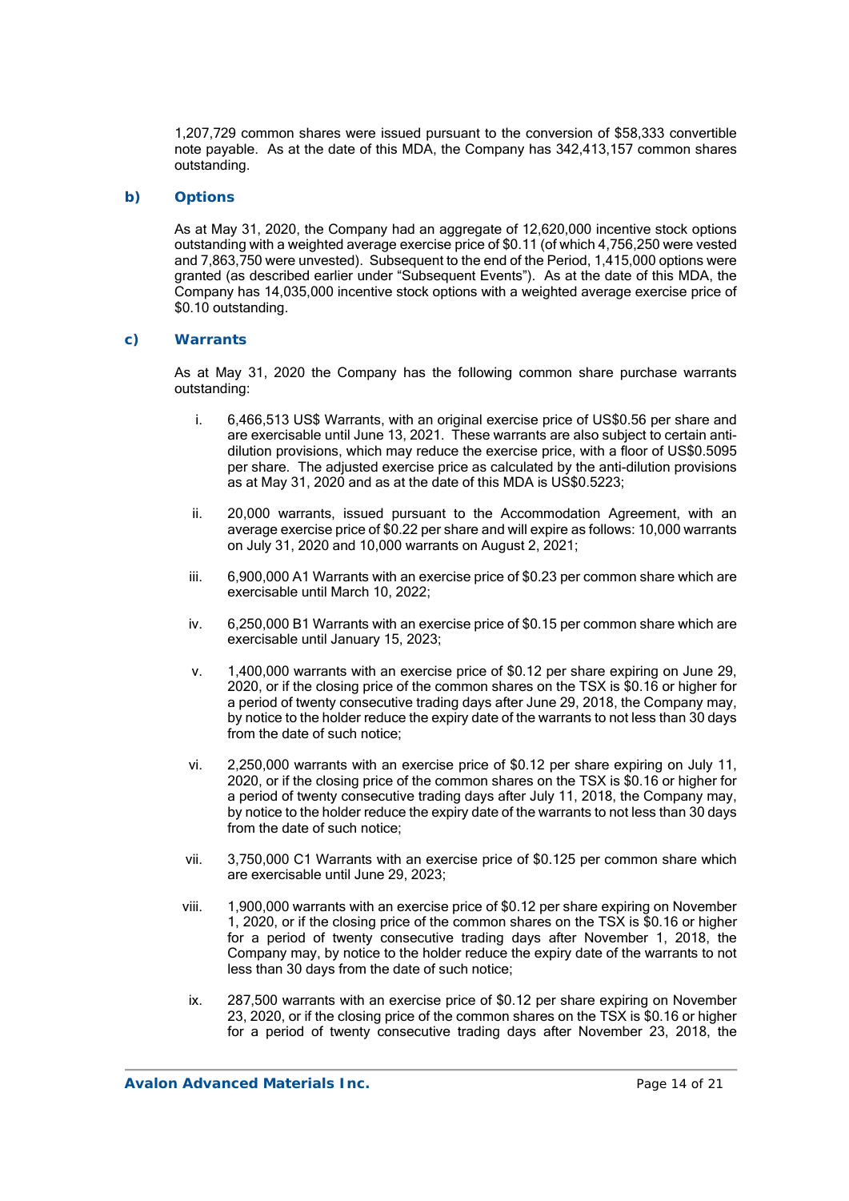1,207,729 common shares were issued pursuant to the conversion of $58,333 convertible note payable. As at the date of this MDA, the Company has 342,413,157 common shares outstanding.

### b) Options

As at May 31, 2020, the Company had an aggregate of 12,620,000 incentive stock options outstanding with a weighted average exercise price of $0.11 (of which 4,756,250 were vested and 7,863,750 were unvested). Subsequent to the end of the Period, 1,415,000 options were granted (as described earlier under "Subsequent Events"). As at the date of this MDA, the Company has 14,035,000 incentive stock options with a weighted average exercise price of $0.10 outstanding.

### c) Warrants

As at May 31, 2020 the Company has the following common share purchase warrants outstanding:

i. 6,466,513 US$ Warrants, with an original exercise price of US$0.56 per share and are exercisable until June 13, 2021. These warrants are also subject to certain anti-dilution provisions, which may reduce the exercise price, with a floor of US$0.5095 per share. The adjusted exercise price as calculated by the anti-dilution provisions as at May 31, 2020 and as at the date of this MDA is US$0.5223;

ii. 20,000 warrants, issued pursuant to the Accommodation Agreement, with an average exercise price of $0.22 per share and will expire as follows: 10,000 warrants on July 31, 2020 and 10,000 warrants on August 2, 2021;

iii. 6,900,000 A1 Warrants with an exercise price of $0.23 per common share which are exercisable until March 10, 2022;

iv. 6,250,000 B1 Warrants with an exercise price of $0.15 per common share which are exercisable until January 15, 2023;

v. 1,400,000 warrants with an exercise price of $0.12 per share expiring on June 29, 2020, or if the closing price of the common shares on the TSX is $0.16 or higher for a period of twenty consecutive trading days after June 29, 2018, the Company may, by notice to the holder reduce the expiry date of the warrants to not less than 30 days from the date of such notice;

vi. 2,250,000 warrants with an exercise price of $0.12 per share expiring on July 11, 2020, or if the closing price of the common shares on the TSX is $0.16 or higher for a period of twenty consecutive trading days after July 11, 2018, the Company may, by notice to the holder reduce the expiry date of the warrants to not less than 30 days from the date of such notice;

vii. 3,750,000 C1 Warrants with an exercise price of $0.125 per common share which are exercisable until June 29, 2023;

viii. 1,900,000 warrants with an exercise price of $0.12 per share expiring on November 1, 2020, or if the closing price of the common shares on the TSX is $0.16 or higher for a period of twenty consecutive trading days after November 1, 2018, the Company may, by notice to the holder reduce the expiry date of the warrants to not less than 30 days from the date of such notice;

ix. 287,500 warrants with an exercise price of $0.12 per share expiring on November 23, 2020, or if the closing price of the common shares on the TSX is $0.16 or higher for a period of twenty consecutive trading days after November 23, 2018, the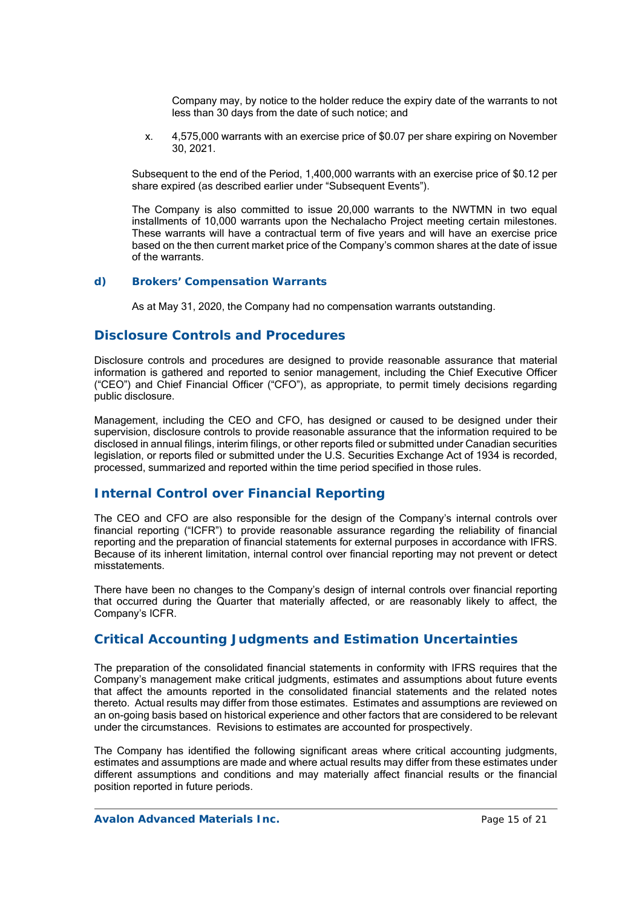Company may, by notice to the holder reduce the expiry date of the warrants to not less than 30 days from the date of such notice; and

x. 4,575,000 warrants with an exercise price of $0.07 per share expiring on November 30, 2021.

Subsequent to the end of the Period, 1,400,000 warrants with an exercise price of $0.12 per share expired (as described earlier under "Subsequent Events").

The Company is also committed to issue 20,000 warrants to the NWTMN in two equal installments of 10,000 warrants upon the Nechalacho Project meeting certain milestones. These warrants will have a contractual term of five years and will have an exercise price based on the then current market price of the Company's common shares at the date of issue of the warrants.

### d) Brokers' Compensation Warrants

As at May 31, 2020, the Company had no compensation warrants outstanding.

## Disclosure Controls and Procedures

Disclosure controls and procedures are designed to provide reasonable assurance that material information is gathered and reported to senior management, including the Chief Executive Officer ("CEO") and Chief Financial Officer ("CFO"), as appropriate, to permit timely decisions regarding public disclosure.

Management, including the CEO and CFO, has designed or caused to be designed under their supervision, disclosure controls to provide reasonable assurance that the information required to be disclosed in annual filings, interim filings, or other reports filed or submitted under Canadian securities legislation, or reports filed or submitted under the U.S. Securities Exchange Act of 1934 is recorded, processed, summarized and reported within the time period specified in those rules.

## Internal Control over Financial Reporting

The CEO and CFO are also responsible for the design of the Company's internal controls over financial reporting ("ICFR") to provide reasonable assurance regarding the reliability of financial reporting and the preparation of financial statements for external purposes in accordance with IFRS. Because of its inherent limitation, internal control over financial reporting may not prevent or detect misstatements.

There have been no changes to the Company's design of internal controls over financial reporting that occurred during the Quarter that materially affected, or are reasonably likely to affect, the Company's ICFR.

## Critical Accounting Judgments and Estimation Uncertainties

The preparation of the consolidated financial statements in conformity with IFRS requires that the Company's management make critical judgments, estimates and assumptions about future events that affect the amounts reported in the consolidated financial statements and the related notes thereto. Actual results may differ from those estimates. Estimates and assumptions are reviewed on an on-going basis based on historical experience and other factors that are considered to be relevant under the circumstances. Revisions to estimates are accounted for prospectively.

The Company has identified the following significant areas where critical accounting judgments, estimates and assumptions are made and where actual results may differ from these estimates under different assumptions and conditions and may materially affect financial results or the financial position reported in future periods.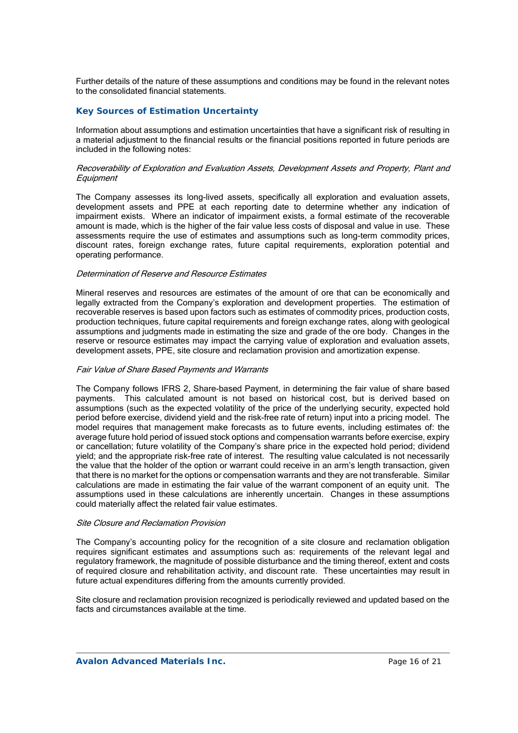Further details of the nature of these assumptions and conditions may be found in the relevant notes to the consolidated financial statements.

## Key Sources of Estimation Uncertainty

Information about assumptions and estimation uncertainties that have a significant risk of resulting in a material adjustment to the financial results or the financial positions reported in future periods are included in the following notes:

*Recoverability of Exploration and Evaluation Assets, Development Assets and Property, Plant and Equipment*

The Company assesses its long-lived assets, specifically all exploration and evaluation assets, development assets and PPE at each reporting date to determine whether any indication of impairment exists. Where an indicator of impairment exists, a formal estimate of the recoverable amount is made, which is the higher of the fair value less costs of disposal and value in use. These assessments require the use of estimates and assumptions such as long-term commodity prices, discount rates, foreign exchange rates, future capital requirements, exploration potential and operating performance.

*Determination of Reserve and Resource Estimates*

Mineral reserves and resources are estimates of the amount of ore that can be economically and legally extracted from the Company's exploration and development properties. The estimation of recoverable reserves is based upon factors such as estimates of commodity prices, production costs, production techniques, future capital requirements and foreign exchange rates, along with geological assumptions and judgments made in estimating the size and grade of the ore body. Changes in the reserve or resource estimates may impact the carrying value of exploration and evaluation assets, development assets, PPE, site closure and reclamation provision and amortization expense.

*Fair Value of Share Based Payments and Warrants*

The Company follows IFRS 2, Share-based Payment, in determining the fair value of share based payments. This calculated amount is not based on historical cost, but is derived based on assumptions (such as the expected volatility of the price of the underlying security, expected hold period before exercise, dividend yield and the risk-free rate of return) input into a pricing model. The model requires that management make forecasts as to future events, including estimates of: the average future hold period of issued stock options and compensation warrants before exercise, expiry or cancellation; future volatility of the Company's share price in the expected hold period; dividend yield; and the appropriate risk-free rate of interest. The resulting value calculated is not necessarily the value that the holder of the option or warrant could receive in an arm's length transaction, given that there is no market for the options or compensation warrants and they are not transferable. Similar calculations are made in estimating the fair value of the warrant component of an equity unit. The assumptions used in these calculations are inherently uncertain. Changes in these assumptions could materially affect the related fair value estimates.

*Site Closure and Reclamation Provision*

The Company's accounting policy for the recognition of a site closure and reclamation obligation requires significant estimates and assumptions such as: requirements of the relevant legal and regulatory framework, the magnitude of possible disturbance and the timing thereof, extent and costs of required closure and rehabilitation activity, and discount rate. These uncertainties may result in future actual expenditures differing from the amounts currently provided.

Site closure and reclamation provision recognized is periodically reviewed and updated based on the facts and circumstances available at the time.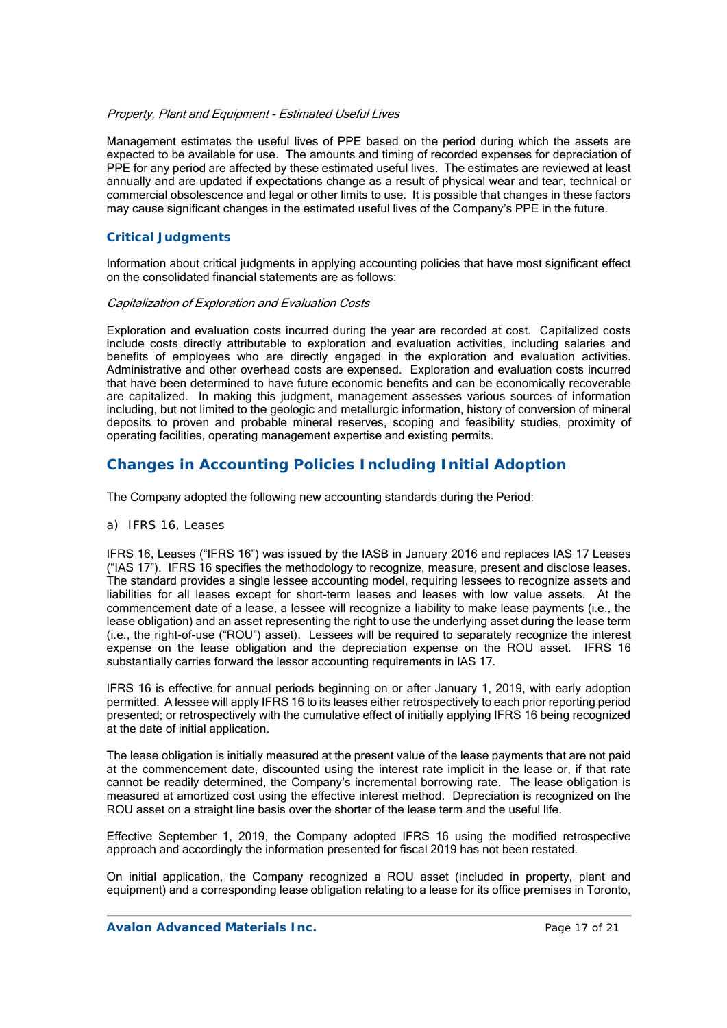*Property, Plant and Equipment - Estimated Useful Lives*

Management estimates the useful lives of PPE based on the period during which the assets are expected to be available for use. The amounts and timing of recorded expenses for depreciation of PPE for any period are affected by these estimated useful lives. The estimates are reviewed at least annually and are updated if expectations change as a result of physical wear and tear, technical or commercial obsolescence and legal or other limits to use. It is possible that changes in these factors may cause significant changes in the estimated useful lives of the Company's PPE in the future.

### Critical Judgments

Information about critical judgments in applying accounting policies that have most significant effect on the consolidated financial statements are as follows:

*Capitalization of Exploration and Evaluation Costs*

Exploration and evaluation costs incurred during the year are recorded at cost. Capitalized costs include costs directly attributable to exploration and evaluation activities, including salaries and benefits of employees who are directly engaged in the exploration and evaluation activities. Administrative and other overhead costs are expensed. Exploration and evaluation costs incurred that have been determined to have future economic benefits and can be economically recoverable are capitalized. In making this judgment, management assesses various sources of information including, but not limited to the geologic and metallurgic information, history of conversion of mineral deposits to proven and probable mineral reserves, scoping and feasibility studies, proximity of operating facilities, operating management expertise and existing permits.

## Changes in Accounting Policies Including Initial Adoption

The Company adopted the following new accounting standards during the Period:

a) IFRS 16, Leases

IFRS 16, Leases ("IFRS 16") was issued by the IASB in January 2016 and replaces IAS 17 Leases ("IAS 17"). IFRS 16 specifies the methodology to recognize, measure, present and disclose leases. The standard provides a single lessee accounting model, requiring lessees to recognize assets and liabilities for all leases except for short-term leases and leases with low value assets. At the commencement date of a lease, a lessee will recognize a liability to make lease payments (i.e., the lease obligation) and an asset representing the right to use the underlying asset during the lease term (i.e., the right-of-use ("ROU") asset). Lessees will be required to separately recognize the interest expense on the lease obligation and the depreciation expense on the ROU asset. IFRS 16 substantially carries forward the lessor accounting requirements in IAS 17.

IFRS 16 is effective for annual periods beginning on or after January 1, 2019, with early adoption permitted. A lessee will apply IFRS 16 to its leases either retrospectively to each prior reporting period presented; or retrospectively with the cumulative effect of initially applying IFRS 16 being recognized at the date of initial application.

The lease obligation is initially measured at the present value of the lease payments that are not paid at the commencement date, discounted using the interest rate implicit in the lease or, if that rate cannot be readily determined, the Company's incremental borrowing rate. The lease obligation is measured at amortized cost using the effective interest method. Depreciation is recognized on the ROU asset on a straight line basis over the shorter of the lease term and the useful life.

Effective September 1, 2019, the Company adopted IFRS 16 using the modified retrospective approach and accordingly the information presented for fiscal 2019 has not been restated.

On initial application, the Company recognized a ROU asset (included in property, plant and equipment) and a corresponding lease obligation relating to a lease for its office premises in Toronto,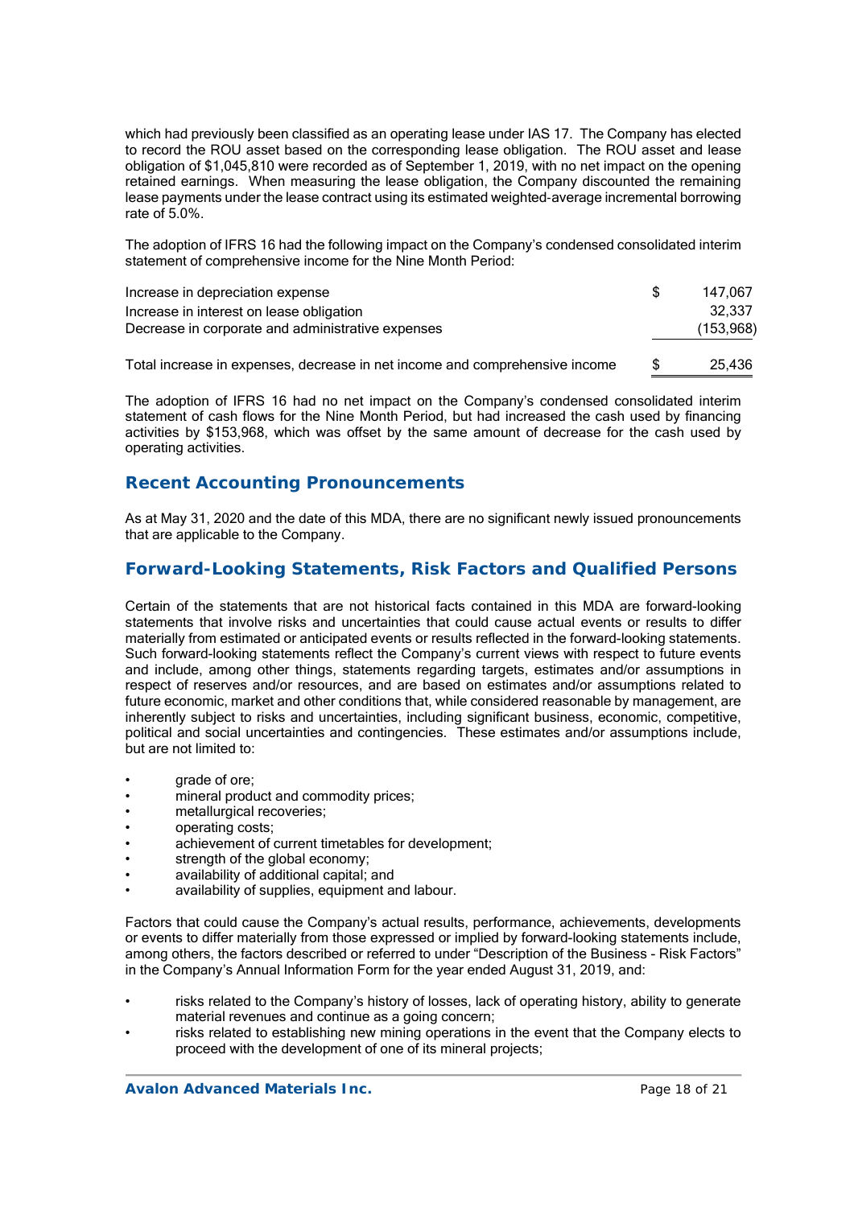which had previously been classified as an operating lease under IAS 17. The Company has elected to record the ROU asset based on the corresponding lease obligation. The ROU asset and lease obligation of $1,045,810 were recorded as of September 1, 2019, with no net impact on the opening retained earnings. When measuring the lease obligation, the Company discounted the remaining lease payments under the lease contract using its estimated weighted-average incremental borrowing rate of 5.0%.

The adoption of IFRS 16 had the following impact on the Company's condensed consolidated interim statement of comprehensive income for the Nine Month Period:

| | | |
|---|---|---|
| Increase in depreciation expense | $ | 147,067 |
| Increase in interest on lease obligation | | 32,337 |
| Decrease in corporate and administrative expenses | | (153,968) |
| Total increase in expenses, decrease in net income and comprehensive income | $ | 25,436 |

The adoption of IFRS 16 had no net impact on the Company's condensed consolidated interim statement of cash flows for the Nine Month Period, but had increased the cash used by financing activities by $153,968, which was offset by the same amount of decrease for the cash used by operating activities.

## Recent Accounting Pronouncements

As at May 31, 2020 and the date of this MDA, there are no significant newly issued pronouncements that are applicable to the Company.

## Forward-Looking Statements, Risk Factors and Qualified Persons

Certain of the statements that are not historical facts contained in this MDA are forward-looking statements that involve risks and uncertainties that could cause actual events or results to differ materially from estimated or anticipated events or results reflected in the forward-looking statements. Such forward-looking statements reflect the Company's current views with respect to future events and include, among other things, statements regarding targets, estimates and/or assumptions in respect of reserves and/or resources, and are based on estimates and/or assumptions related to future economic, market and other conditions that, while considered reasonable by management, are inherently subject to risks and uncertainties, including significant business, economic, competitive, political and social uncertainties and contingencies. These estimates and/or assumptions include, but are not limited to:

- grade of ore;
- mineral product and commodity prices;
- metallurgical recoveries;
- operating costs;
- achievement of current timetables for development;
- strength of the global economy;
- availability of additional capital; and
- availability of supplies, equipment and labour.

Factors that could cause the Company's actual results, performance, achievements, developments or events to differ materially from those expressed or implied by forward-looking statements include, among others, the factors described or referred to under "Description of the Business - Risk Factors" in the Company's Annual Information Form for the year ended August 31, 2019, and:

- risks related to the Company's history of losses, lack of operating history, ability to generate material revenues and continue as a going concern;
- risks related to establishing new mining operations in the event that the Company elects to proceed with the development of one of its mineral projects;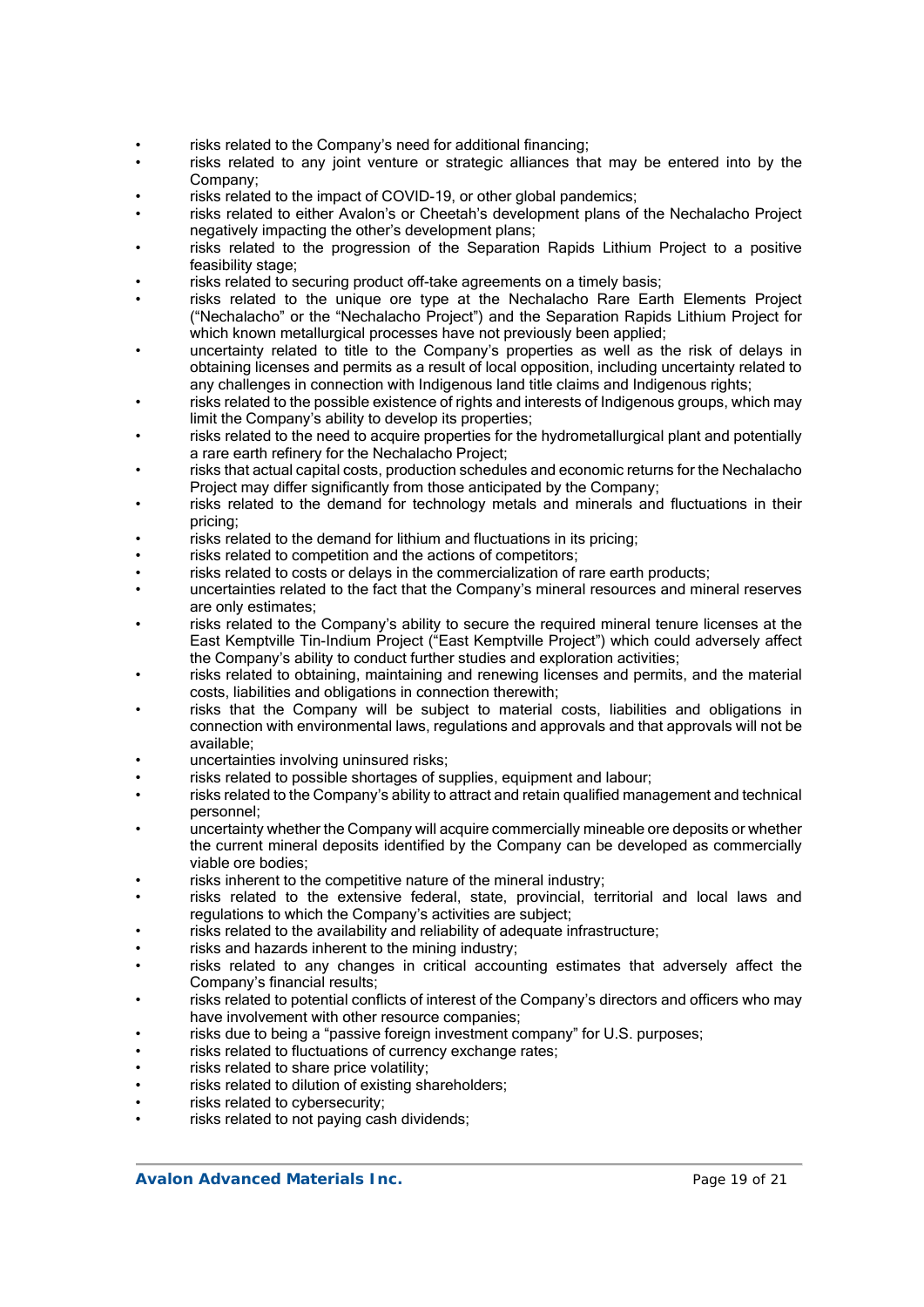- risks related to the Company's need for additional financing;
- risks related to any joint venture or strategic alliances that may be entered into by the Company;
- risks related to the impact of COVID-19, or other global pandemics;
- risks related to either Avalon's or Cheetah's development plans of the Nechalacho Project negatively impacting the other's development plans;
- risks related to the progression of the Separation Rapids Lithium Project to a positive feasibility stage;
- risks related to securing product off-take agreements on a timely basis;
- risks related to the unique ore type at the Nechalacho Rare Earth Elements Project ("Nechalacho" or the "Nechalacho Project") and the Separation Rapids Lithium Project for which known metallurgical processes have not previously been applied;
- uncertainty related to title to the Company's properties as well as the risk of delays in obtaining licenses and permits as a result of local opposition, including uncertainty related to any challenges in connection with Indigenous land title claims and Indigenous rights;
- risks related to the possible existence of rights and interests of Indigenous groups, which may limit the Company's ability to develop its properties;
- risks related to the need to acquire properties for the hydrometallurgical plant and potentially a rare earth refinery for the Nechalacho Project;
- risks that actual capital costs, production schedules and economic returns for the Nechalacho Project may differ significantly from those anticipated by the Company;
- risks related to the demand for technology metals and minerals and fluctuations in their pricing;
- risks related to the demand for lithium and fluctuations in its pricing;
- risks related to competition and the actions of competitors;
- risks related to costs or delays in the commercialization of rare earth products;
- uncertainties related to the fact that the Company's mineral resources and mineral reserves are only estimates;
- risks related to the Company's ability to secure the required mineral tenure licenses at the East Kemptville Tin-Indium Project ("East Kemptville Project") which could adversely affect the Company's ability to conduct further studies and exploration activities;
- risks related to obtaining, maintaining and renewing licenses and permits, and the material costs, liabilities and obligations in connection therewith;
- risks that the Company will be subject to material costs, liabilities and obligations in connection with environmental laws, regulations and approvals and that approvals will not be available;
- uncertainties involving uninsured risks;
- risks related to possible shortages of supplies, equipment and labour;
- risks related to the Company's ability to attract and retain qualified management and technical personnel;
- uncertainty whether the Company will acquire commercially mineable ore deposits or whether the current mineral deposits identified by the Company can be developed as commercially viable ore bodies;
- risks inherent to the competitive nature of the mineral industry;
- risks related to the extensive federal, state, provincial, territorial and local laws and regulations to which the Company's activities are subject;
- risks related to the availability and reliability of adequate infrastructure;
- risks and hazards inherent to the mining industry;
- risks related to any changes in critical accounting estimates that adversely affect the Company's financial results;
- risks related to potential conflicts of interest of the Company's directors and officers who may have involvement with other resource companies;
- risks due to being a "passive foreign investment company" for U.S. purposes;
- risks related to fluctuations of currency exchange rates;
- risks related to share price volatility;
- risks related to dilution of existing shareholders;
- risks related to cybersecurity;
- risks related to not paying cash dividends;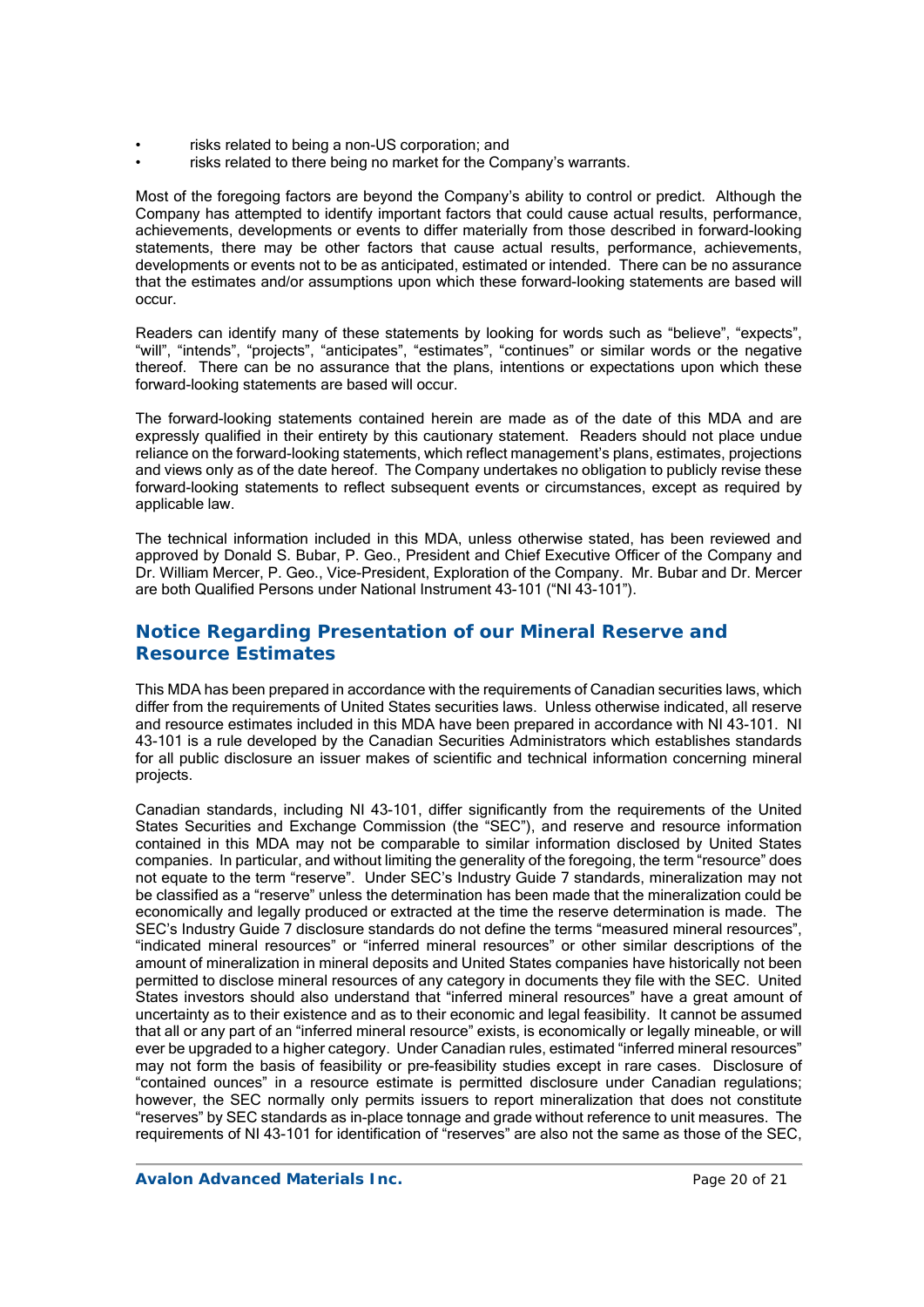- risks related to being a non-US corporation; and
- risks related to there being no market for the Company's warrants.

Most of the foregoing factors are beyond the Company's ability to control or predict. Although the Company has attempted to identify important factors that could cause actual results, performance, achievements, developments or events to differ materially from those described in forward-looking statements, there may be other factors that cause actual results, performance, achievements, developments or events not to be as anticipated, estimated or intended. There can be no assurance that the estimates and/or assumptions upon which these forward-looking statements are based will occur.

Readers can identify many of these statements by looking for words such as "believe", "expects", "will", "intends", "projects", "anticipates", "estimates", "continues" or similar words or the negative thereof. There can be no assurance that the plans, intentions or expectations upon which these forward-looking statements are based will occur.

The forward-looking statements contained herein are made as of the date of this MDA and are expressly qualified in their entirety by this cautionary statement. Readers should not place undue reliance on the forward-looking statements, which reflect management's plans, estimates, projections and views only as of the date hereof. The Company undertakes no obligation to publicly revise these forward-looking statements to reflect subsequent events or circumstances, except as required by applicable law.

The technical information included in this MDA, unless otherwise stated, has been reviewed and approved by Donald S. Bubar, P. Geo., President and Chief Executive Officer of the Company and Dr. William Mercer, P. Geo., Vice-President, Exploration of the Company. Mr. Bubar and Dr. Mercer are both Qualified Persons under National Instrument 43-101 ("NI 43-101").

## Notice Regarding Presentation of our Mineral Reserve and Resource Estimates

This MDA has been prepared in accordance with the requirements of Canadian securities laws, which differ from the requirements of United States securities laws. Unless otherwise indicated, all reserve and resource estimates included in this MDA have been prepared in accordance with NI 43-101. NI 43-101 is a rule developed by the Canadian Securities Administrators which establishes standards for all public disclosure an issuer makes of scientific and technical information concerning mineral projects.

Canadian standards, including NI 43-101, differ significantly from the requirements of the United States Securities and Exchange Commission (the "SEC"), and reserve and resource information contained in this MDA may not be comparable to similar information disclosed by United States companies. In particular, and without limiting the generality of the foregoing, the term "resource" does not equate to the term "reserve". Under SEC's Industry Guide 7 standards, mineralization may not be classified as a "reserve" unless the determination has been made that the mineralization could be economically and legally produced or extracted at the time the reserve determination is made. The SEC's Industry Guide 7 disclosure standards do not define the terms "measured mineral resources", "indicated mineral resources" or "inferred mineral resources" or other similar descriptions of the amount of mineralization in mineral deposits and United States companies have historically not been permitted to disclose mineral resources of any category in documents they file with the SEC. United States investors should also understand that "inferred mineral resources" have a great amount of uncertainty as to their existence and as to their economic and legal feasibility. It cannot be assumed that all or any part of an "inferred mineral resource" exists, is economically or legally mineable, or will ever be upgraded to a higher category. Under Canadian rules, estimated "inferred mineral resources" may not form the basis of feasibility or pre-feasibility studies except in rare cases. Disclosure of "contained ounces" in a resource estimate is permitted disclosure under Canadian regulations; however, the SEC normally only permits issuers to report mineralization that does not constitute "reserves" by SEC standards as in-place tonnage and grade without reference to unit measures. The requirements of NI 43-101 for identification of "reserves" are also not the same as those of the SEC,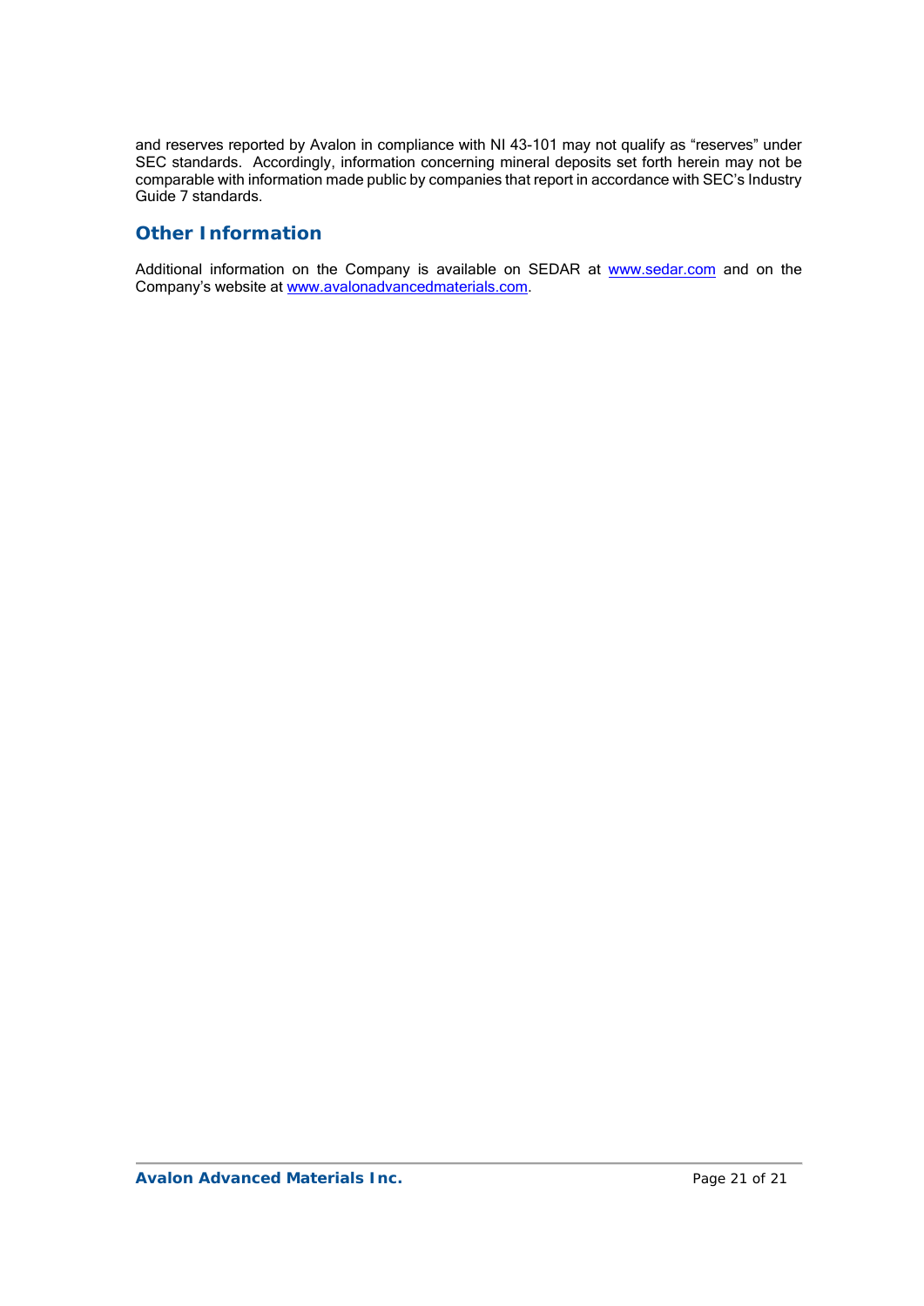and reserves reported by Avalon in compliance with NI 43-101 may not qualify as "reserves" under SEC standards. Accordingly, information concerning mineral deposits set forth herein may not be comparable with information made public by companies that report in accordance with SEC's Industry Guide 7 standards.

## Other Information

Additional information on the Company is available on SEDAR at www.sedar.com and on the Company's website at www.avalonadvancedmaterials.com.